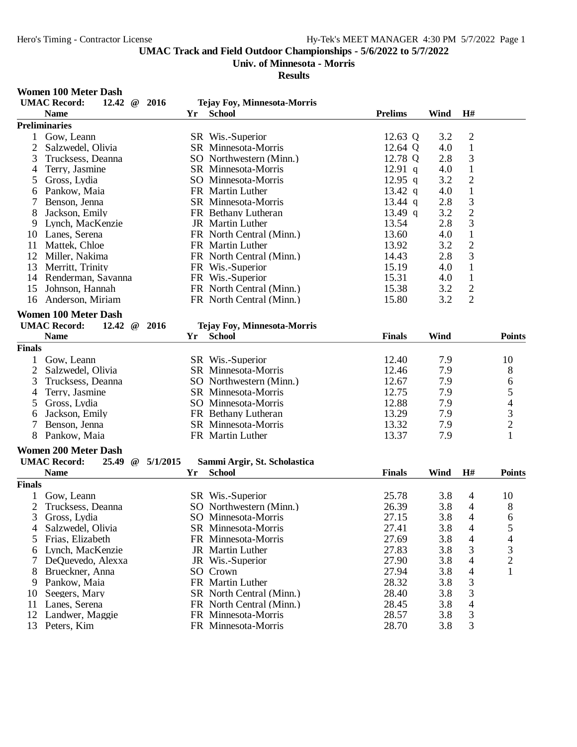# UMAC Track and Field Outdoor Championships - 5/6/2022 to 5/7/2022

## Univ. of Minnesota - Morris

### Results

**Women 100 Meter Dash**

UMAC Record: 12.42 @ 2016 Tejay Foy, Minnesota-Morris

**Preliminaries**

| | Name | Yr | School | Prelims | Wind | H# |
|---|---|---|---|---|---|---|
| 1 | Gow, Leann | SR | Wis.-Superior | 12.63 Q | 3.2 | 2 |
| 2 | Salzwedel, Olivia | SR | Minnesota-Morris | 12.64 Q | 4.0 | 1 |
| 3 | Trucksess, Deanna | SO | Northwestern (Minn.) | 12.78 Q | 2.8 | 3 |
| 4 | Terry, Jasmine | SR | Minnesota-Morris | 12.91 q | 4.0 | 1 |
| 5 | Gross, Lydia | SO | Minnesota-Morris | 12.95 q | 3.2 | 2 |
| 6 | Pankow, Maia | FR | Martin Luther | 13.42 q | 4.0 | 1 |
| 7 | Benson, Jenna | SR | Minnesota-Morris | 13.44 q | 2.8 | 3 |
| 8 | Jackson, Emily | FR | Bethany Lutheran | 13.49 q | 3.2 | 2 |
| 9 | Lynch, MacKenzie | JR | Martin Luther | 13.54 | 2.8 | 3 |
| 10 | Lanes, Serena | FR | North Central (Minn.) | 13.60 | 4.0 | 1 |
| 11 | Mattek, Chloe | FR | Martin Luther | 13.92 | 3.2 | 2 |
| 12 | Miller, Nakima | FR | North Central (Minn.) | 14.43 | 2.8 | 3 |
| 13 | Merritt, Trinity | FR | Wis.-Superior | 15.19 | 4.0 | 1 |
| 14 | Renderman, Savanna | FR | Wis.-Superior | 15.31 | 4.0 | 1 |
| 15 | Johnson, Hannah | FR | North Central (Minn.) | 15.38 | 3.2 | 2 |
| 16 | Anderson, Miriam | FR | North Central (Minn.) | 15.80 | 3.2 | 2 |

**Women 100 Meter Dash**

UMAC Record: 12.42 @ 2016 Tejay Foy, Minnesota-Morris

**Finals**

| | Name | Yr | School | Finals | Wind | Points |
|---|---|---|---|---|---|---|
| 1 | Gow, Leann | SR | Wis.-Superior | 12.40 | 7.9 | 10 |
| 2 | Salzwedel, Olivia | SR | Minnesota-Morris | 12.46 | 7.9 | 8 |
| 3 | Trucksess, Deanna | SO | Northwestern (Minn.) | 12.67 | 7.9 | 6 |
| 4 | Terry, Jasmine | SR | Minnesota-Morris | 12.75 | 7.9 | 5 |
| 5 | Gross, Lydia | SO | Minnesota-Morris | 12.88 | 7.9 | 4 |
| 6 | Jackson, Emily | FR | Bethany Lutheran | 13.29 | 7.9 | 3 |
| 7 | Benson, Jenna | SR | Minnesota-Morris | 13.32 | 7.9 | 2 |
| 8 | Pankow, Maia | FR | Martin Luther | 13.37 | 7.9 | 1 |

**Women 200 Meter Dash**

UMAC Record: 25.49 @ 5/1/2015 Sammi Argir, St. Scholastica

**Finals**

| | Name | Yr | School | Finals | Wind | H# | Points |
|---|---|---|---|---|---|---|---|
| 1 | Gow, Leann | SR | Wis.-Superior | 25.78 | 3.8 | 4 | 10 |
| 2 | Trucksess, Deanna | SO | Northwestern (Minn.) | 26.39 | 3.8 | 4 | 8 |
| 3 | Gross, Lydia | SO | Minnesota-Morris | 27.15 | 3.8 | 4 | 6 |
| 4 | Salzwedel, Olivia | SR | Minnesota-Morris | 27.41 | 3.8 | 4 | 5 |
| 5 | Frias, Elizabeth | FR | Minnesota-Morris | 27.69 | 3.8 | 4 | 4 |
| 6 | Lynch, MacKenzie | JR | Martin Luther | 27.83 | 3.8 | 3 | 3 |
| 7 | DeQuevedo, Alexxa | JR | Wis.-Superior | 27.90 | 3.8 | 4 | 2 |
| 8 | Brueckner, Anna | SO | Crown | 27.94 | 3.8 | 4 | 1 |
| 9 | Pankow, Maia | FR | Martin Luther | 28.32 | 3.8 | 3 | |
| 10 | Seegers, Mary | SR | North Central (Minn.) | 28.40 | 3.8 | 3 | |
| 11 | Lanes, Serena | FR | North Central (Minn.) | 28.45 | 3.8 | 4 | |
| 12 | Landwer, Maggie | FR | Minnesota-Morris | 28.57 | 3.8 | 3 | |
| 13 | Peters, Kim | FR | Minnesota-Morris | 28.70 | 3.8 | 3 | |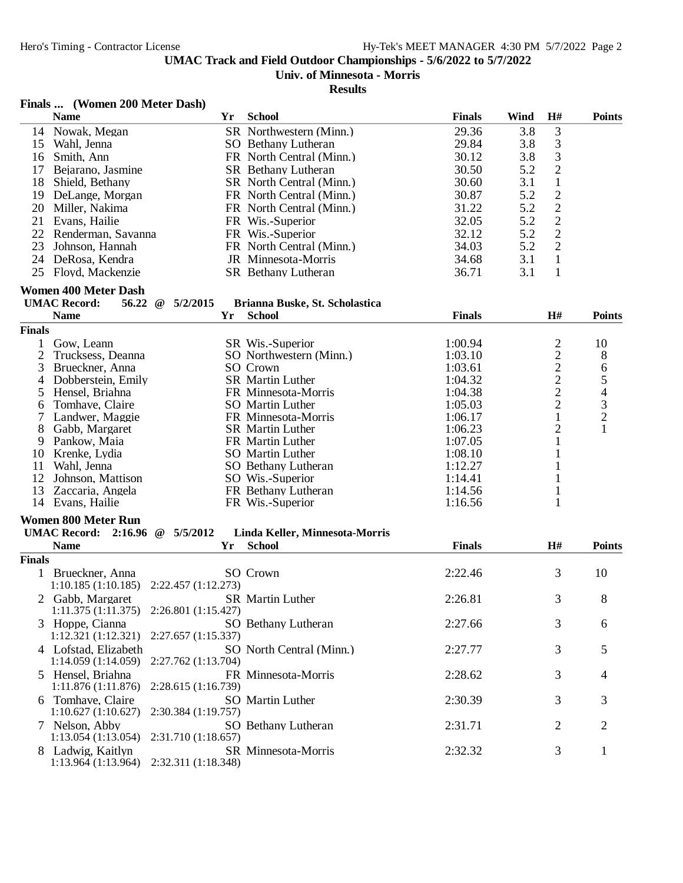UMAC Track and Field Outdoor Championships - 5/6/2022 to 5/7/2022

Univ. of Minnesota - Morris

Results

### Finals ... (Women 200 Meter Dash)

| | Name | Yr | School | Finals | Wind | H# | Points |
|---|---|---|---|---|---|---|---|
| 14 | Nowak, Megan | SR | Northwestern (Minn.) | 29.36 | 3.8 | 3 | |
| 15 | Wahl, Jenna | SO | Bethany Lutheran | 29.84 | 3.8 | 3 | |
| 16 | Smith, Ann | FR | North Central (Minn.) | 30.12 | 3.8 | 3 | |
| 17 | Bejarano, Jasmine | SR | Bethany Lutheran | 30.50 | 5.2 | 2 | |
| 18 | Shield, Bethany | SR | North Central (Minn.) | 30.60 | 3.1 | 1 | |
| 19 | DeLange, Morgan | FR | North Central (Minn.) | 30.87 | 5.2 | 2 | |
| 20 | Miller, Nakima | FR | North Central (Minn.) | 31.22 | 5.2 | 2 | |
| 21 | Evans, Hailie | FR | Wis.-Superior | 32.05 | 5.2 | 2 | |
| 22 | Renderman, Savanna | FR | Wis.-Superior | 32.12 | 5.2 | 2 | |
| 23 | Johnson, Hannah | FR | North Central (Minn.) | 34.03 | 5.2 | 2 | |
| 24 | DeRosa, Kendra | JR | Minnesota-Morris | 34.68 | 3.1 | 1 | |
| 25 | Floyd, Mackenzie | SR | Bethany Lutheran | 36.71 | 3.1 | 1 | |

### Women 400 Meter Dash

**UMAC Record: 56.22 @ 5/2/2015 Brianna Buske, St. Scholastica**

**Finals**

| | Name | Yr | School | Finals | H# | Points |
|---|---|---|---|---|---|---|
| 1 | Gow, Leann | SR | Wis.-Superior | 1:00.94 | 2 | 10 |
| 2 | Trucksess, Deanna | SO | Northwestern (Minn.) | 1:03.10 | 2 | 8 |
| 3 | Brueckner, Anna | SO | Crown | 1:03.61 | 2 | 6 |
| 4 | Dobberstein, Emily | SR | Martin Luther | 1:04.32 | 2 | 5 |
| 5 | Hensel, Briahna | FR | Minnesota-Morris | 1:04.38 | 2 | 4 |
| 6 | Tomhave, Claire | SO | Martin Luther | 1:05.03 | 2 | 3 |
| 7 | Landwer, Maggie | FR | Minnesota-Morris | 1:06.17 | 1 | 2 |
| 8 | Gabb, Margaret | SR | Martin Luther | 1:06.23 | 2 | 1 |
| 9 | Pankow, Maia | FR | Martin Luther | 1:07.05 | 1 | |
| 10 | Krenke, Lydia | SO | Martin Luther | 1:08.10 | 1 | |
| 11 | Wahl, Jenna | SO | Bethany Lutheran | 1:12.27 | 1 | |
| 12 | Johnson, Mattison | SO | Wis.-Superior | 1:14.41 | 1 | |
| 13 | Zaccaria, Angela | FR | Bethany Lutheran | 1:14.56 | 1 | |
| 14 | Evans, Hailie | FR | Wis.-Superior | 1:16.56 | 1 | |

### Women 800 Meter Run

**UMAC Record: 2:16.96 @ 5/5/2012 Linda Keller, Minnesota-Morris**

**Finals**

| | Name | Yr | School | Finals | H# | Points |
|---|---|---|---|---|---|---|
| 1 | Brueckner, Anna | SO | Crown | 2:22.46 | 3 | 10 |
| | 1:10.185 (1:10.185) 2:22.457 (1:12.273) | | | | | |
| 2 | Gabb, Margaret | SR | Martin Luther | 2:26.81 | 3 | 8 |
| | 1:11.375 (1:11.375) 2:26.801 (1:15.427) | | | | | |
| 3 | Hoppe, Cianna | SO | Bethany Lutheran | 2:27.66 | 3 | 6 |
| | 1:12.321 (1:12.321) 2:27.657 (1:15.337) | | | | | |
| 4 | Lofstad, Elizabeth | SO | North Central (Minn.) | 2:27.77 | 3 | 5 |
| | 1:14.059 (1:14.059) 2:27.762 (1:13.704) | | | | | |
| 5 | Hensel, Briahna | FR | Minnesota-Morris | 2:28.62 | 3 | 4 |
| | 1:11.876 (1:11.876) 2:28.615 (1:16.739) | | | | | |
| 6 | Tomhave, Claire | SO | Martin Luther | 2:30.39 | 3 | 3 |
| | 1:10.627 (1:10.627) 2:30.384 (1:19.757) | | | | | |
| 7 | Nelson, Abby | SO | Bethany Lutheran | 2:31.71 | 2 | 2 |
| | 1:13.054 (1:13.054) 2:31.710 (1:18.657) | | | | | |
| 8 | Ladwig, Kaitlyn | SR | Minnesota-Morris | 2:32.32 | 3 | 1 |
| | 1:13.964 (1:13.964) 2:32.311 (1:18.348) | | | | | |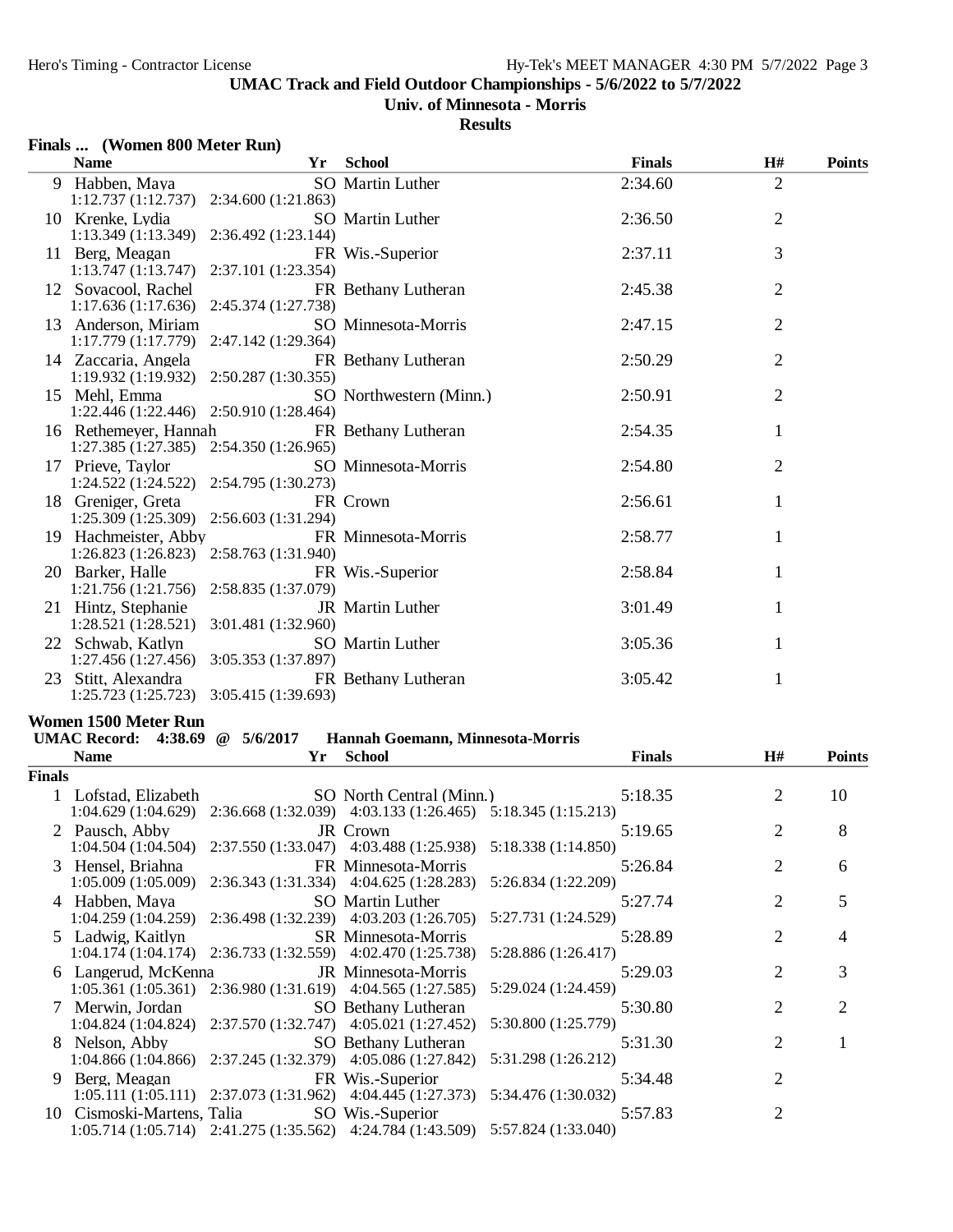## UMAC Track and Field Outdoor Championships - 5/6/2022 to 5/7/2022

### Univ. of Minnesota - Morris

### Results

**Finals ... (Women 800 Meter Run)**

| | Name | Yr | School | Finals | H# | Points |
|---|---|---|---|---|---|---|
| 9 | Habben, Maya | SO | Martin Luther | 2:34.60 | 2 | |
| | 1:12.737 (1:12.737) 2:34.600 (1:21.863) | | | | | |
| 10 | Krenke, Lydia | SO | Martin Luther | 2:36.50 | 2 | |
| | 1:13.349 (1:13.349) 2:36.492 (1:23.144) | | | | | |
| 11 | Berg, Meagan | FR | Wis.-Superior | 2:37.11 | 3 | |
| | 1:13.747 (1:13.747) 2:37.101 (1:23.354) | | | | | |
| 12 | Sovacool, Rachel | FR | Bethany Lutheran | 2:45.38 | 2 | |
| | 1:17.636 (1:17.636) 2:45.374 (1:27.738) | | | | | |
| 13 | Anderson, Miriam | SO | Minnesota-Morris | 2:47.15 | 2 | |
| | 1:17.779 (1:17.779) 2:47.142 (1:29.364) | | | | | |
| 14 | Zaccaria, Angela | FR | Bethany Lutheran | 2:50.29 | 2 | |
| | 1:19.932 (1:19.932) 2:50.287 (1:30.355) | | | | | |
| 15 | Mehl, Emma | SO | Northwestern (Minn.) | 2:50.91 | 2 | |
| | 1:22.446 (1:22.446) 2:50.910 (1:28.464) | | | | | |
| 16 | Rethemeyer, Hannah | FR | Bethany Lutheran | 2:54.35 | 1 | |
| | 1:27.385 (1:27.385) 2:54.350 (1:26.965) | | | | | |
| 17 | Prieve, Taylor | SO | Minnesota-Morris | 2:54.80 | 2 | |
| | 1:24.522 (1:24.522) 2:54.795 (1:30.273) | | | | | |
| 18 | Greniger, Greta | FR | Crown | 2:56.61 | 1 | |
| | 1:25.309 (1:25.309) 2:56.603 (1:31.294) | | | | | |
| 19 | Hachmeister, Abby | FR | Minnesota-Morris | 2:58.77 | 1 | |
| | 1:26.823 (1:26.823) 2:58.763 (1:31.940) | | | | | |
| 20 | Barker, Halle | FR | Wis.-Superior | 2:58.84 | 1 | |
| | 1:21.756 (1:21.756) 2:58.835 (1:37.079) | | | | | |
| 21 | Hintz, Stephanie | JR | Martin Luther | 3:01.49 | 1 | |
| | 1:28.521 (1:28.521) 3:01.481 (1:32.960) | | | | | |
| 22 | Schwab, Katlyn | SO | Martin Luther | 3:05.36 | 1 | |
| | 1:27.456 (1:27.456) 3:05.353 (1:37.897) | | | | | |
| 23 | Stitt, Alexandra | FR | Bethany Lutheran | 3:05.42 | 1 | |
| | 1:25.723 (1:25.723) 3:05.415 (1:39.693) | | | | | |

**Women 1500 Meter Run**

UMAC Record: 4:38.69 @ 5/6/2017 Hannah Goemann, Minnesota-Morris

| | Name | Yr | School | Finals | H# | Points |
|---|---|---|---|---|---|---|
| **Finals** | | | | | | |
| 1 | Lofstad, Elizabeth | SO | North Central (Minn.) | 5:18.35 | 2 | 10 |
| | 1:04.629 (1:04.629) 2:36.668 (1:32.039) 4:03.133 (1:26.465) 5:18.345 (1:15.213) | | | | | |
| 2 | Pausch, Abby | JR | Crown | 5:19.65 | 2 | 8 |
| | 1:04.504 (1:04.504) 2:37.550 (1:33.047) 4:03.488 (1:25.938) 5:18.338 (1:14.850) | | | | | |
| 3 | Hensel, Briahna | FR | Minnesota-Morris | 5:26.84 | 2 | 6 |
| | 1:05.009 (1:05.009) 2:36.343 (1:31.334) 4:04.625 (1:28.283) 5:26.834 (1:22.209) | | | | | |
| 4 | Habben, Maya | SO | Martin Luther | 5:27.74 | 2 | 5 |
| | 1:04.259 (1:04.259) 2:36.498 (1:32.239) 4:03.203 (1:26.705) 5:27.731 (1:24.529) | | | | | |
| 5 | Ladwig, Kaitlyn | SR | Minnesota-Morris | 5:28.89 | 2 | 4 |
| | 1:04.174 (1:04.174) 2:36.733 (1:32.559) 4:02.470 (1:25.738) 5:28.886 (1:26.417) | | | | | |
| 6 | Langerud, McKenna | JR | Minnesota-Morris | 5:29.03 | 2 | 3 |
| | 1:05.361 (1:05.361) 2:36.980 (1:31.619) 4:04.565 (1:27.585) 5:29.024 (1:24.459) | | | | | |
| 7 | Merwin, Jordan | SO | Bethany Lutheran | 5:30.80 | 2 | 2 |
| | 1:04.824 (1:04.824) 2:37.570 (1:32.747) 4:05.021 (1:27.452) 5:30.800 (1:25.779) | | | | | |
| 8 | Nelson, Abby | SO | Bethany Lutheran | 5:31.30 | 2 | 1 |
| | 1:04.866 (1:04.866) 2:37.245 (1:32.379) 4:05.086 (1:27.842) 5:31.298 (1:26.212) | | | | | |
| 9 | Berg, Meagan | FR | Wis.-Superior | 5:34.48 | 2 | |
| | 1:05.111 (1:05.111) 2:37.073 (1:31.962) 4:04.445 (1:27.373) 5:34.476 (1:30.032) | | | | | |
| 10 | Cismoski-Martens, Talia | SO | Wis.-Superior | 5:57.83 | 2 | |
| | 1:05.714 (1:05.714) 2:41.275 (1:35.562) 4:24.784 (1:43.509) 5:57.824 (1:33.040) | | | | | |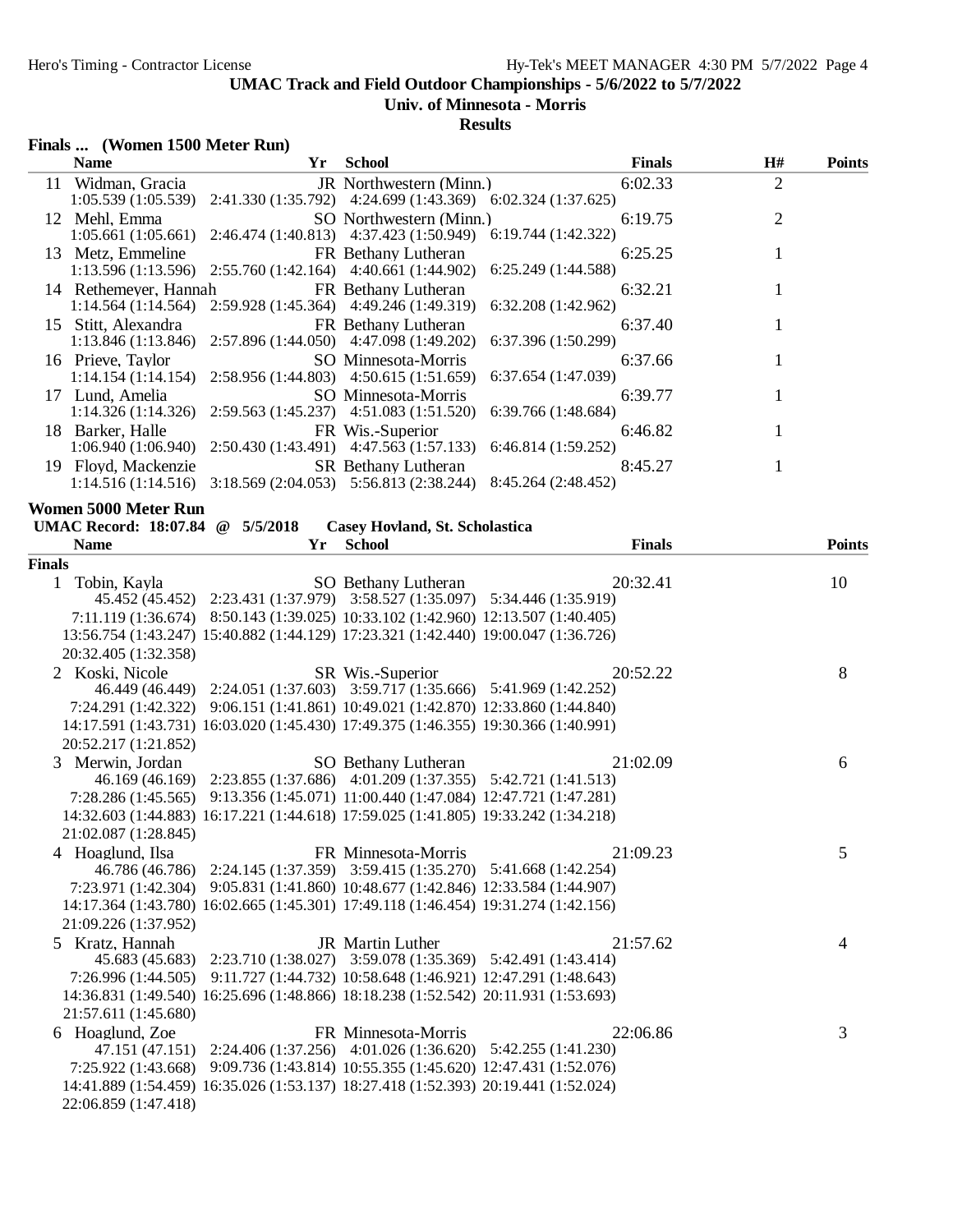UMAC Track and Field Outdoor Championships - 5/6/2022 to 5/7/2022

Univ. of Minnesota - Morris

**Results**

### Finals ... (Women 1500 Meter Run)

| | Name | Yr | School | Finals | H# | Points |
|---|---|---|---|---|---|---|
| 11 | Widman, Gracia | JR | Northwestern (Minn.) | 6:02.33 | 2 | |
| | 1:05.539 (1:05.539) 2:41.330 (1:35.792) 4:24.699 (1:43.369) 6:02.324 (1:37.625) | | | | | |
| 12 | Mehl, Emma | SO | Northwestern (Minn.) | 6:19.75 | 2 | |
| | 1:05.661 (1:05.661) 2:46.474 (1:40.813) 4:37.423 (1:50.949) 6:19.744 (1:42.322) | | | | | |
| 13 | Metz, Emmeline | FR | Bethany Lutheran | 6:25.25 | 1 | |
| | 1:13.596 (1:13.596) 2:55.760 (1:42.164) 4:40.661 (1:44.902) 6:25.249 (1:44.588) | | | | | |
| 14 | Rethemeyer, Hannah | FR | Bethany Lutheran | 6:32.21 | 1 | |
| | 1:14.564 (1:14.564) 2:59.928 (1:45.364) 4:49.246 (1:49.319) 6:32.208 (1:42.962) | | | | | |
| 15 | Stitt, Alexandra | FR | Bethany Lutheran | 6:37.40 | 1 | |
| | 1:13.846 (1:13.846) 2:57.896 (1:44.050) 4:47.098 (1:49.202) 6:37.396 (1:50.299) | | | | | |
| 16 | Prieve, Taylor | SO | Minnesota-Morris | 6:37.66 | 1 | |
| | 1:14.154 (1:14.154) 2:58.956 (1:44.803) 4:50.615 (1:51.659) 6:37.654 (1:47.039) | | | | | |
| 17 | Lund, Amelia | SO | Minnesota-Morris | 6:39.77 | 1 | |
| | 1:14.326 (1:14.326) 2:59.563 (1:45.237) 4:51.083 (1:51.520) 6:39.766 (1:48.684) | | | | | |
| 18 | Barker, Halle | FR | Wis.-Superior | 6:46.82 | 1 | |
| | 1:06.940 (1:06.940) 2:50.430 (1:43.491) 4:47.563 (1:57.133) 6:46.814 (1:59.252) | | | | | |
| 19 | Floyd, Mackenzie | SR | Bethany Lutheran | 8:45.27 | 1 | |
| | 1:14.516 (1:14.516) 3:18.569 (2:04.053) 5:56.813 (2:38.244) 8:45.264 (2:48.452) | | | | | |

### Women 5000 Meter Run

**UMAC Record: 18:07.84 @ 5/5/2018 Casey Hovland, St. Scholastica**

| | Name | Yr | School | Finals | Points |
|---|---|---|---|---|---|
| **Finals** | | | | | |
| 1 | Tobin, Kayla | SO | Bethany Lutheran | 20:32.41 | 10 |
| | 45.452 (45.452) 2:23.431 (1:37.979) 3:58.527 (1:35.097) 5:34.446 (1:35.919) 7:11.119 (1:36.674) 8:50.143 (1:39.025) 10:33.102 (1:42.960) 12:13.507 (1:40.405) 13:56.754 (1:43.247) 15:40.882 (1:44.129) 17:23.321 (1:42.440) 19:00.047 (1:36.726) 20:32.405 (1:32.358) | | | | |
| 2 | Koski, Nicole | SR | Wis.-Superior | 20:52.22 | 8 |
| | 46.449 (46.449) 2:24.051 (1:37.603) 3:59.717 (1:35.666) 5:41.969 (1:42.252) 7:24.291 (1:42.322) 9:06.151 (1:41.861) 10:49.021 (1:42.870) 12:33.860 (1:44.840) 14:17.591 (1:43.731) 16:03.020 (1:45.430) 17:49.375 (1:46.355) 19:30.366 (1:40.991) 20:52.217 (1:21.852) | | | | |
| 3 | Merwin, Jordan | SO | Bethany Lutheran | 21:02.09 | 6 |
| | 46.169 (46.169) 2:23.855 (1:37.686) 4:01.209 (1:37.355) 5:42.721 (1:41.513) 7:28.286 (1:45.565) 9:13.356 (1:45.071) 11:00.440 (1:47.084) 12:47.721 (1:47.281) 14:32.603 (1:44.883) 16:17.221 (1:44.618) 17:59.025 (1:41.805) 19:33.242 (1:34.218) 21:02.087 (1:28.845) | | | | |
| 4 | Hoaglund, Ilsa | FR | Minnesota-Morris | 21:09.23 | 5 |
| | 46.786 (46.786) 2:24.145 (1:37.359) 3:59.415 (1:35.270) 5:41.668 (1:42.254) 7:23.971 (1:42.304) 9:05.831 (1:41.860) 10:48.677 (1:42.846) 12:33.584 (1:44.907) 14:17.364 (1:43.780) 16:02.665 (1:45.301) 17:49.118 (1:46.454) 19:31.274 (1:42.156) 21:09.226 (1:37.952) | | | | |
| 5 | Kratz, Hannah | JR | Martin Luther | 21:57.62 | 4 |
| | 45.683 (45.683) 2:23.710 (1:38.027) 3:59.078 (1:35.369) 5:42.491 (1:43.414) 7:26.996 (1:44.505) 9:11.727 (1:44.732) 10:58.648 (1:46.921) 12:47.291 (1:48.643) 14:36.831 (1:49.540) 16:25.696 (1:48.866) 18:18.238 (1:52.542) 20:11.931 (1:53.693) 21:57.611 (1:45.680) | | | | |
| 6 | Hoaglund, Zoe | FR | Minnesota-Morris | 22:06.86 | 3 |
| | 47.151 (47.151) 2:24.406 (1:37.256) 4:01.026 (1:36.620) 5:42.255 (1:41.230) 7:25.922 (1:43.668) 9:09.736 (1:43.814) 10:55.355 (1:45.620) 12:47.431 (1:52.076) 14:41.889 (1:54.459) 16:35.026 (1:53.137) 18:27.418 (1:52.393) 20:19.441 (1:52.024) 22:06.859 (1:47.418) | | | | |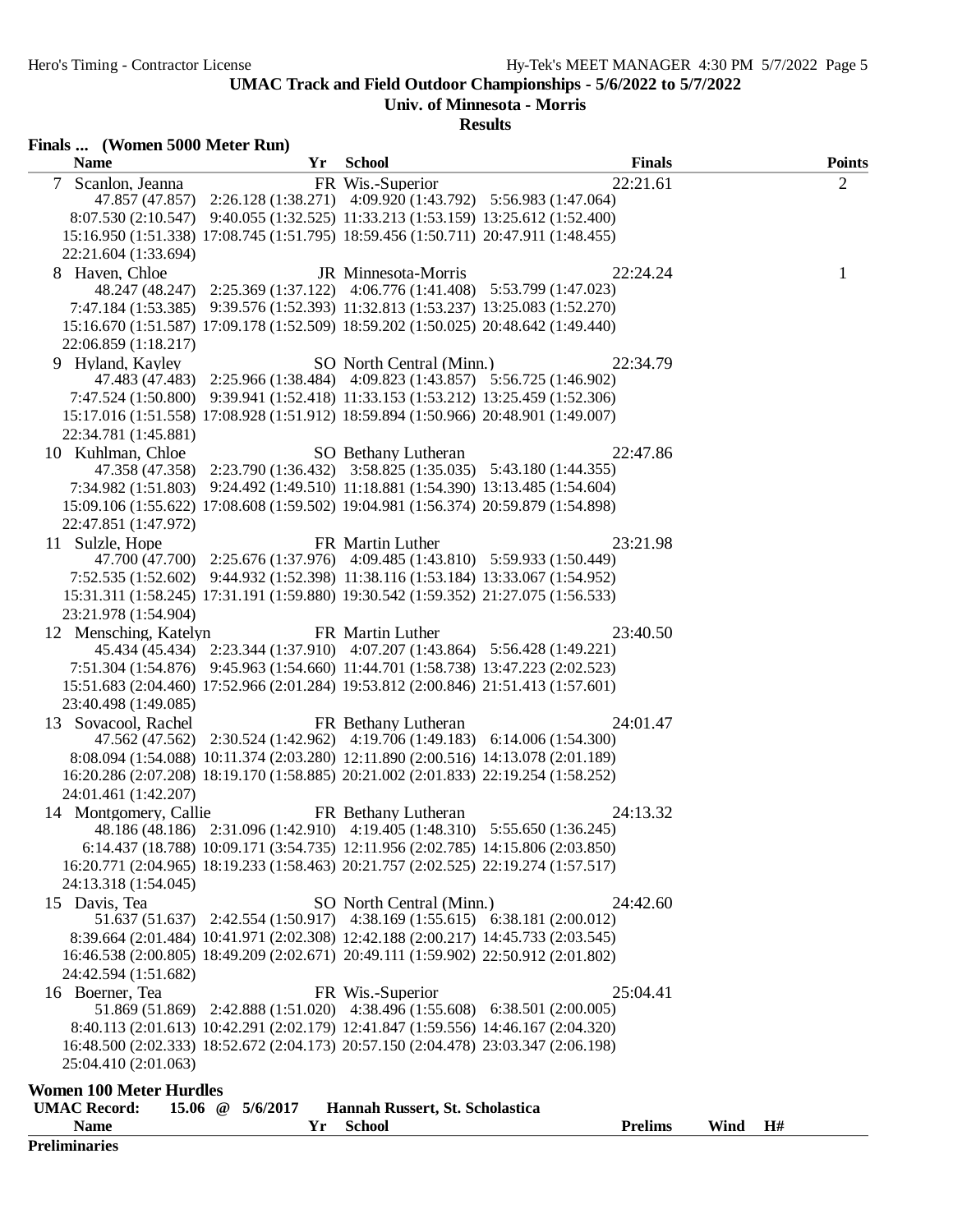## UMAC Track and Field Outdoor Championships - 5/6/2022 to 5/7/2022

### Univ. of Minnesota - Morris

### Results

### Finals ... (Women 5000 Meter Run)

| Name | Yr | School | Finals | Points |
|---|---|---|---|---|
| 7 Scanlon, Jeanna | FR | Wis.-Superior | 22:21.61 | 2 |
| 47.857 (47.857) 2:26.128 (1:38.271) 4:09.920 (1:43.792) 5:56.983 (1:47.064) 8:07.530 (2:10.547) 9:40.055 (1:32.525) 11:33.213 (1:53.159) 13:25.612 (1:52.400) 15:16.950 (1:51.338) 17:08.745 (1:51.795) 18:59.456 (1:50.711) 20:47.911 (1:48.455) 22:21.604 (1:33.694) | | | | |
| 8 Haven, Chloe | JR | Minnesota-Morris | 22:24.24 | 1 |
| 48.247 (48.247) 2:25.369 (1:37.122) 4:06.776 (1:41.408) 5:53.799 (1:47.023) 7:47.184 (1:53.385) 9:39.576 (1:52.393) 11:32.813 (1:53.237) 13:25.083 (1:52.270) 15:16.670 (1:51.587) 17:09.178 (1:52.509) 18:59.202 (1:50.025) 20:48.642 (1:49.440) 22:06.859 (1:18.217) | | | | |
| 9 Hyland, Kayley | SO | North Central (Minn.) | 22:34.79 | |
| 47.483 (47.483) 2:25.966 (1:38.484) 4:09.823 (1:43.857) 5:56.725 (1:46.902) 7:47.524 (1:50.800) 9:39.941 (1:52.418) 11:33.153 (1:53.212) 13:25.459 (1:52.306) 15:17.016 (1:51.558) 17:08.928 (1:51.912) 18:59.894 (1:50.966) 20:48.901 (1:49.007) 22:34.781 (1:45.881) | | | | |
| 10 Kuhlman, Chloe | SO | Bethany Lutheran | 22:47.86 | |
| 47.358 (47.358) 2:23.790 (1:36.432) 3:58.825 (1:35.035) 5:43.180 (1:44.355) 7:34.982 (1:51.803) 9:24.492 (1:49.510) 11:18.881 (1:54.390) 13:13.485 (1:54.604) 15:09.106 (1:55.622) 17:08.608 (1:59.502) 19:04.981 (1:56.374) 20:59.879 (1:54.898) 22:47.851 (1:47.972) | | | | |
| 11 Sulzle, Hope | FR | Martin Luther | 23:21.98 | |
| 47.700 (47.700) 2:25.676 (1:37.976) 4:09.485 (1:43.810) 5:59.933 (1:50.449) 7:52.535 (1:52.602) 9:44.932 (1:52.398) 11:38.116 (1:53.184) 13:33.067 (1:54.952) 15:31.311 (1:58.245) 17:31.191 (1:59.880) 19:30.542 (1:59.352) 21:27.075 (1:56.533) 23:21.978 (1:54.904) | | | | |
| 12 Mensching, Katelyn | FR | Martin Luther | 23:40.50 | |
| 45.434 (45.434) 2:23.344 (1:37.910) 4:07.207 (1:43.864) 5:56.428 (1:49.221) 7:51.304 (1:54.876) 9:45.963 (1:54.660) 11:44.701 (1:58.738) 13:47.223 (2:02.523) 15:51.683 (2:04.460) 17:52.966 (2:01.284) 19:53.812 (2:00.846) 21:51.413 (1:57.601) 23:40.498 (1:49.085) | | | | |
| 13 Sovacool, Rachel | FR | Bethany Lutheran | 24:01.47 | |
| 47.562 (47.562) 2:30.524 (1:42.962) 4:19.706 (1:49.183) 6:14.006 (1:54.300) 8:08.094 (1:54.088) 10:11.374 (2:03.280) 12:11.890 (2:00.516) 14:13.078 (2:01.189) 16:20.286 (2:07.208) 18:19.170 (1:58.885) 20:21.002 (2:01.833) 22:19.254 (1:58.252) 24:01.461 (1:42.207) | | | | |
| 14 Montgomery, Callie | FR | Bethany Lutheran | 24:13.32 | |
| 48.186 (48.186) 2:31.096 (1:42.910) 4:19.405 (1:48.310) 5:55.650 (1:36.245) 6:14.437 (18.788) 10:09.171 (3:54.735) 12:11.956 (2:02.785) 14:15.806 (2:03.850) 16:20.771 (2:04.965) 18:19.233 (1:58.463) 20:21.757 (2:02.525) 22:19.274 (1:57.517) 24:13.318 (1:54.045) | | | | |
| 15 Davis, Tea | SO | North Central (Minn.) | 24:42.60 | |
| 51.637 (51.637) 2:42.554 (1:50.917) 4:38.169 (1:55.615) 6:38.181 (2:00.012) 8:39.664 (2:01.484) 10:41.971 (2:02.308) 12:42.188 (2:00.217) 14:45.733 (2:03.545) 16:46.538 (2:00.805) 18:49.209 (2:02.671) 20:49.111 (1:59.902) 22:50.912 (2:01.802) 24:42.594 (1:51.682) | | | | |
| 16 Boerner, Tea | FR | Wis.-Superior | 25:04.41 | |
| 51.869 (51.869) 2:42.888 (1:51.020) 4:38.496 (1:55.608) 6:38.501 (2:00.005) 8:40.113 (2:01.613) 10:42.291 (2:02.179) 12:41.847 (1:59.556) 14:46.167 (2:04.320) 16:48.500 (2:02.333) 18:52.672 (2:04.173) 20:57.150 (2:04.478) 23:03.347 (2:06.198) 25:04.410 (2:01.063) | | | | |

### Women 100 Meter Hurdles

**UMAC Record:** 15.06 @ 5/6/2017 **Hannah Russert, St. Scholastica**

| Name | Yr | School | Prelims | Wind | H# |
|---|---|---|---|---|---|

**Preliminaries**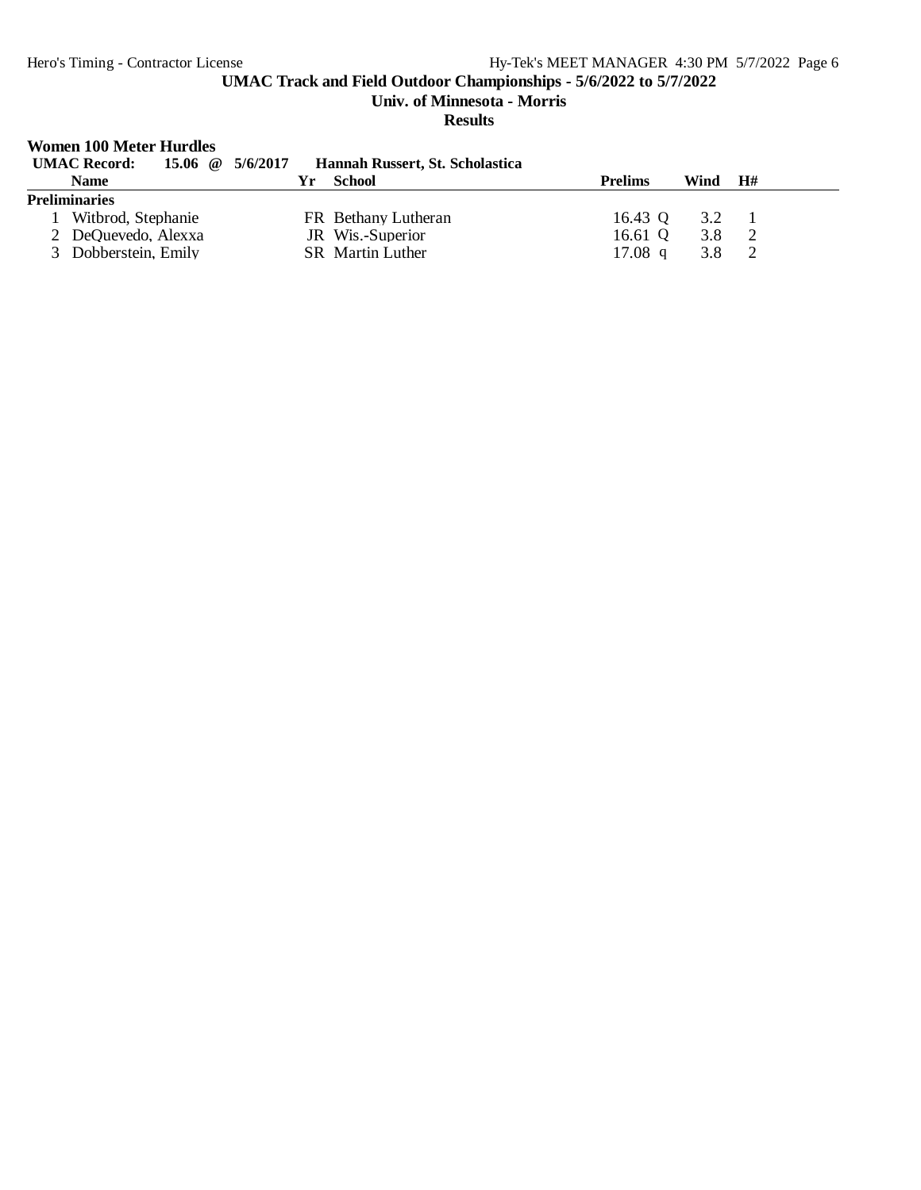**UMAC Track and Field Outdoor Championships - 5/6/2022 to 5/7/2022**

**Univ. of Minnesota - Morris**

**Results**

## Women 100 Meter Hurdles

**UMAC Record: 15.06 @ 5/6/2017 Hannah Russert, St. Scholastica**

| | Name | Yr | School | Prelims | | Wind | H# |
|---|---|---|---|---|---|---|---|
| **Preliminaries** | | | | | | | |
| 1 | Witbrod, Stephanie | FR | Bethany Lutheran | 16.43 | Q | 3.2 | 1 |
| 2 | DeQuevedo, Alexxa | JR | Wis.-Superior | 16.61 | Q | 3.8 | 2 |
| 3 | Dobberstein, Emily | SR | Martin Luther | 17.08 | q | 3.8 | 2 |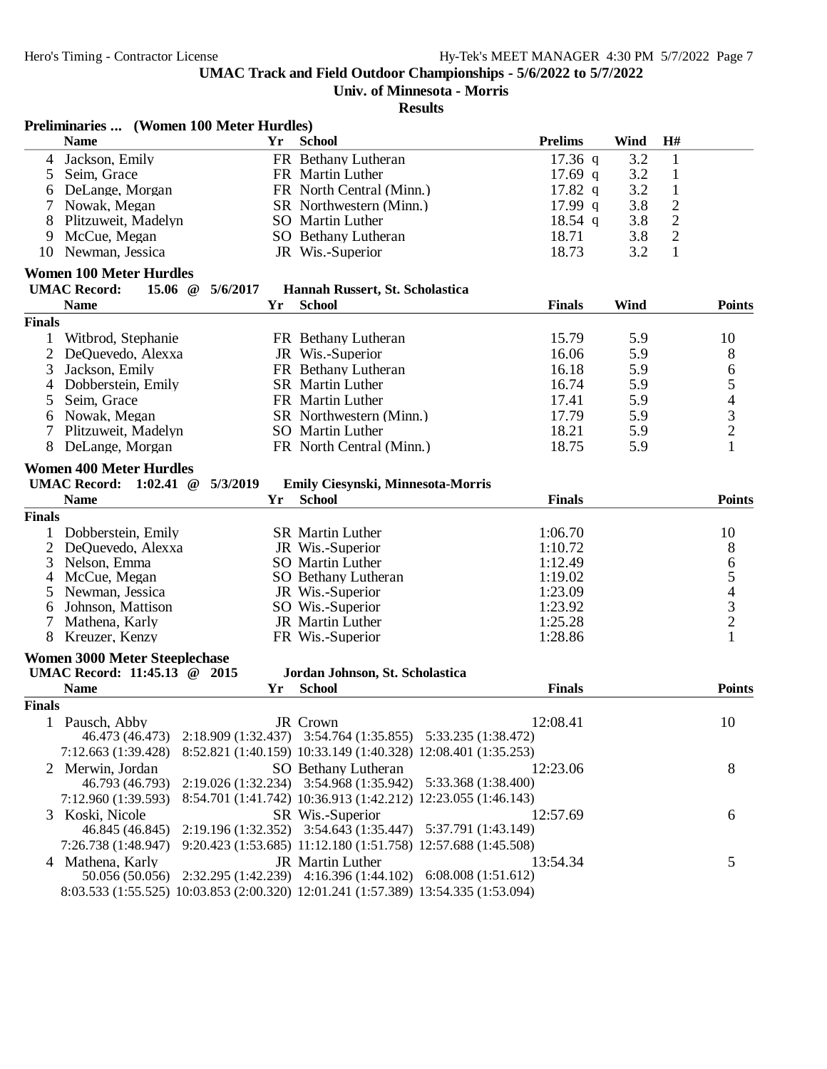**UMAC Track and Field Outdoor Championships - 5/6/2022 to 5/7/2022**

**Univ. of Minnesota - Morris**

**Results**

### Preliminaries ... (Women 100 Meter Hurdles)

| | Name | Yr | School | Prelims | Wind | H# |
|---|---|---|---|---|---|---|
| 4 | Jackson, Emily | FR | Bethany Lutheran | 17.36 q | 3.2 | 1 |
| 5 | Seim, Grace | FR | Martin Luther | 17.69 q | 3.2 | 1 |
| 6 | DeLange, Morgan | FR | North Central (Minn.) | 17.82 q | 3.2 | 1 |
| 7 | Nowak, Megan | SR | Northwestern (Minn.) | 17.99 q | 3.8 | 2 |
| 8 | Plitzuweit, Madelyn | SO | Martin Luther | 18.54 q | 3.8 | 2 |
| 9 | McCue, Megan | SO | Bethany Lutheran | 18.71 | 3.8 | 2 |
| 10 | Newman, Jessica | JR | Wis.-Superior | 18.73 | 3.2 | 1 |

### Women 100 Meter Hurdles

**UMAC Record: 15.06 @ 5/6/2017 Hannah Russert, St. Scholastica**

| | Name | Yr | School | Finals | Wind | Points |
|---|---|---|---|---|---|---|
| **Finals** | | | | | | |
| 1 | Witbrod, Stephanie | FR | Bethany Lutheran | 15.79 | 5.9 | 10 |
| 2 | DeQuevedo, Alexxa | JR | Wis.-Superior | 16.06 | 5.9 | 8 |
| 3 | Jackson, Emily | FR | Bethany Lutheran | 16.18 | 5.9 | 6 |
| 4 | Dobberstein, Emily | SR | Martin Luther | 16.74 | 5.9 | 5 |
| 5 | Seim, Grace | FR | Martin Luther | 17.41 | 5.9 | 4 |
| 6 | Nowak, Megan | SR | Northwestern (Minn.) | 17.79 | 5.9 | 3 |
| 7 | Plitzuweit, Madelyn | SO | Martin Luther | 18.21 | 5.9 | 2 |
| 8 | DeLange, Morgan | FR | North Central (Minn.) | 18.75 | 5.9 | 1 |

### Women 400 Meter Hurdles

**UMAC Record: 1:02.41 @ 5/3/2019 Emily Ciesynski, Minnesota-Morris**

| | Name | Yr | School | Finals | Points |
|---|---|---|---|---|---|
| **Finals** | | | | | |
| 1 | Dobberstein, Emily | SR | Martin Luther | 1:06.70 | 10 |
| 2 | DeQuevedo, Alexxa | JR | Wis.-Superior | 1:10.72 | 8 |
| 3 | Nelson, Emma | SO | Martin Luther | 1:12.49 | 6 |
| 4 | McCue, Megan | SO | Bethany Lutheran | 1:19.02 | 5 |
| 5 | Newman, Jessica | JR | Wis.-Superior | 1:23.09 | 4 |
| 6 | Johnson, Mattison | SO | Wis.-Superior | 1:23.92 | 3 |
| 7 | Mathena, Karly | JR | Martin Luther | 1:25.28 | 2 |
| 8 | Kreuzer, Kenzy | FR | Wis.-Superior | 1:28.86 | 1 |

### Women 3000 Meter Steeplechase

**UMAC Record: 11:45.13 @ 2015 Jordan Johnson, St. Scholastica**

| | Name | Yr | School | Finals | Points |
|---|---|---|---|---|---|
| **Finals** | | | | | |
| 1 | Pausch, Abby | JR | Crown | 12:08.41 | 10 |
| | 46.473 (46.473) 2:18.909 (1:32.437) 3:54.764 (1:35.855) 5:33.235 (1:38.472) 7:12.663 (1:39.428) 8:52.821 (1:40.159) 10:33.149 (1:40.328) 12:08.401 (1:35.253) | | | | |
| 2 | Merwin, Jordan | SO | Bethany Lutheran | 12:23.06 | 8 |
| | 46.793 (46.793) 2:19.026 (1:32.234) 3:54.968 (1:35.942) 5:33.368 (1:38.400) 7:12.960 (1:39.593) 8:54.701 (1:41.742) 10:36.913 (1:42.212) 12:23.055 (1:46.143) | | | | |
| 3 | Koski, Nicole | SR | Wis.-Superior | 12:57.69 | 6 |
| | 46.845 (46.845) 2:19.196 (1:32.352) 3:54.643 (1:35.447) 5:37.791 (1:43.149) 7:26.738 (1:48.947) 9:20.423 (1:53.685) 11:12.180 (1:51.758) 12:57.688 (1:45.508) | | | | |
| 4 | Mathena, Karly | JR | Martin Luther | 13:54.34 | 5 |
| | 50.056 (50.056) 2:32.295 (1:42.239) 4:16.396 (1:44.102) 6:08.008 (1:51.612) 8:03.533 (1:55.525) 10:03.853 (2:00.320) 12:01.241 (1:57.389) 13:54.335 (1:53.094) | | | | |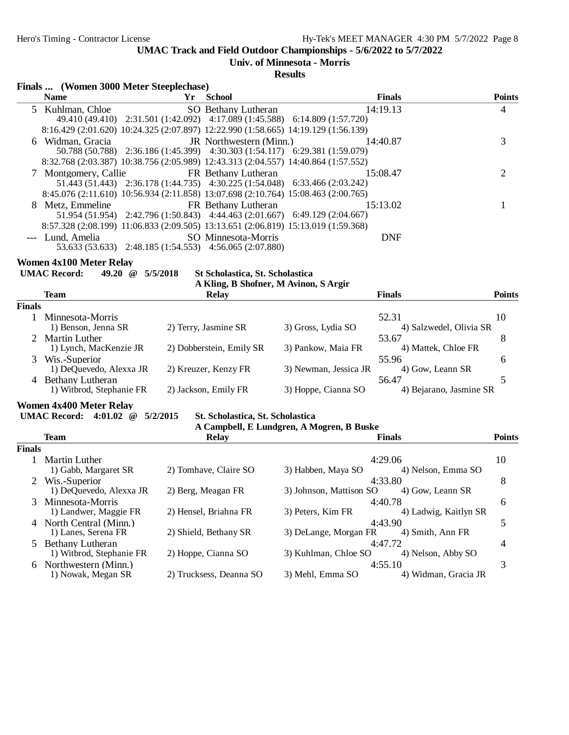UMAC Track and Field Outdoor Championships - 5/6/2022 to 5/7/2022

Univ. of Minnesota - Morris

Results

### Finals ... (Women 3000 Meter Steeplechase)

| | Name | Yr | School | Finals | Points |
|---|---|---|---|---|---|
| 5 | Kuhlman, Chloe | SO | Bethany Lutheran | 14:19.13 | 4 |
| | 49.410 (49.410) 2:31.501 (1:42.092) 4:17.089 (1:45.588) 6:14.809 (1:57.720) 8:16.429 (2:01.620) 10:24.325 (2:07.897) 12:22.990 (1:58.665) 14:19.129 (1:56.139) | | | | |
| 6 | Widman, Gracia | JR | Northwestern (Minn.) | 14:40.87 | 3 |
| | 50.788 (50.788) 2:36.186 (1:45.399) 4:30.303 (1:54.117) 6:29.381 (1:59.079) 8:32.768 (2:03.387) 10:38.756 (2:05.989) 12:43.313 (2:04.557) 14:40.864 (1:57.552) | | | | |
| 7 | Montgomery, Callie | FR | Bethany Lutheran | 15:08.47 | 2 |
| | 51.443 (51.443) 2:36.178 (1:44.735) 4:30.225 (1:54.048) 6:33.466 (2:03.242) 8:45.076 (2:11.610) 10:56.934 (2:11.858) 13:07.698 (2:10.764) 15:08.463 (2:00.765) | | | | |
| 8 | Metz, Emmeline | FR | Bethany Lutheran | 15:13.02 | 1 |
| | 51.954 (51.954) 2:42.796 (1:50.843) 4:44.463 (2:01.667) 6:49.129 (2:04.667) 8:57.328 (2:08.199) 11:06.833 (2:09.505) 13:13.651 (2:06.819) 15:13.019 (1:59.368) | | | | |
| --- | Lund, Amelia | SO | Minnesota-Morris | DNF | |
| | 53.633 (53.633) 2:48.185 (1:54.553) 4:56.065 (2:07.880) | | | | |

### Women 4x100 Meter Relay

**UMAC Record: 49.20 @ 5/5/2018 St Scholastica, St. Scholastica**
**A Kling, B Shofner, M Avinon, S Argir**

| | Team | Relay | | Finals | Points |
|---|---|---|---|---|---|
| **Finals** | | | | | |
| 1 | Minnesota-Morris | | | 52.31 | 10 |
| | 1) Benson, Jenna SR | 2) Terry, Jasmine SR | 3) Gross, Lydia SO | 4) Salzwedel, Olivia SR | |
| 2 | Martin Luther | | | 53.67 | 8 |
| | 1) Lynch, MacKenzie JR | 2) Dobberstein, Emily SR | 3) Pankow, Maia FR | 4) Mattek, Chloe FR | |
| 3 | Wis.-Superior | | | 55.96 | 6 |
| | 1) DeQuevedo, Alexxa JR | 2) Kreuzer, Kenzy FR | 3) Newman, Jessica JR | 4) Gow, Leann SR | |
| 4 | Bethany Lutheran | | | 56.47 | 5 |
| | 1) Witbrod, Stephanie FR | 2) Jackson, Emily FR | 3) Hoppe, Cianna SO | 4) Bejarano, Jasmine SR | |

### Women 4x400 Meter Relay

**UMAC Record: 4:01.02 @ 5/2/2015 St. Scholastica, St. Scholastica**
**A Campbell, E Lundgren, A Mogren, B Buske**

| | Team | Relay | | Finals | Points |
|---|---|---|---|---|---|
| **Finals** | | | | | |
| 1 | Martin Luther | | | 4:29.06 | 10 |
| | 1) Gabb, Margaret SR | 2) Tomhave, Claire SO | 3) Habben, Maya SO | 4) Nelson, Emma SO | |
| 2 | Wis.-Superior | | | 4:33.80 | 8 |
| | 1) DeQuevedo, Alexxa JR | 2) Berg, Meagan FR | 3) Johnson, Mattison SO | 4) Gow, Leann SR | |
| 3 | Minnesota-Morris | | | 4:40.78 | 6 |
| | 1) Landwer, Maggie FR | 2) Hensel, Briahna FR | 3) Peters, Kim FR | 4) Ladwig, Kaitlyn SR | |
| 4 | North Central (Minn.) | | | 4:43.90 | 5 |
| | 1) Lanes, Serena FR | 2) Shield, Bethany SR | 3) DeLange, Morgan FR | 4) Smith, Ann FR | |
| 5 | Bethany Lutheran | | | 4:47.72 | 4 |
| | 1) Witbrod, Stephanie FR | 2) Hoppe, Cianna SO | 3) Kuhlman, Chloe SO | 4) Nelson, Abby SO | |
| 6 | Northwestern (Minn.) | | | 4:55.10 | 3 |
| | 1) Nowak, Megan SR | 2) Trucksess, Deanna SO | 3) Mehl, Emma SO | 4) Widman, Gracia JR | |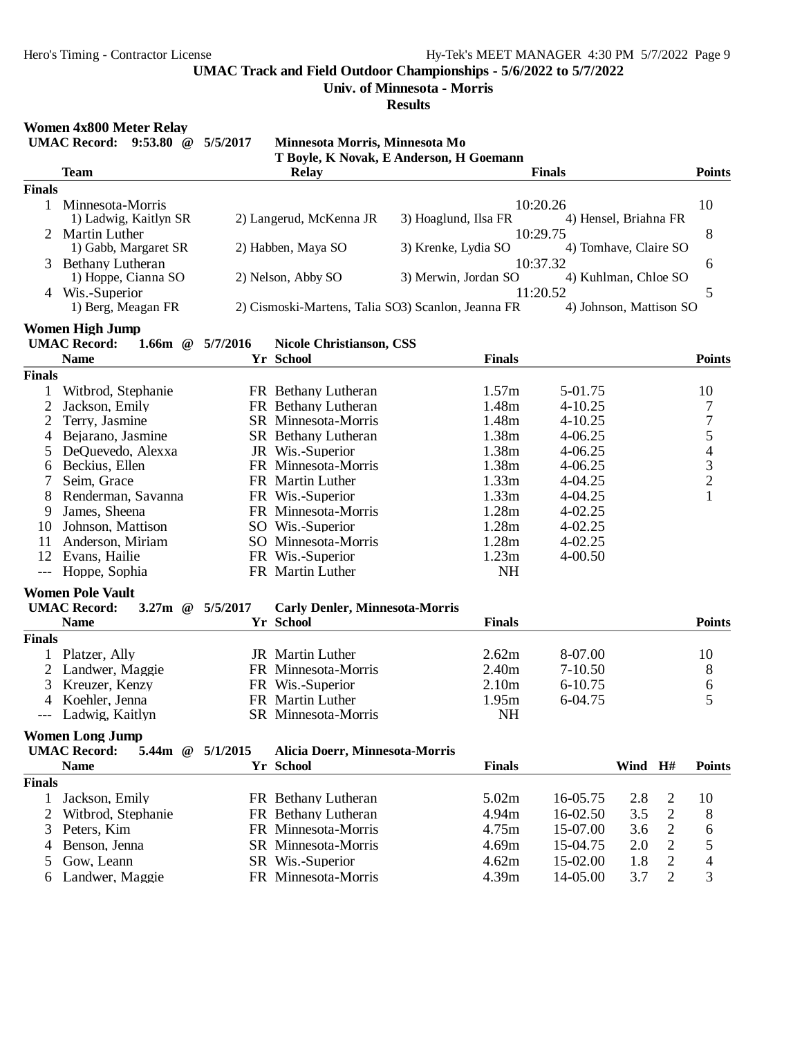# UMAC Track and Field Outdoor Championships - 5/6/2022 to 5/7/2022

## Univ. of Minnesota - Morris

### Results

## Women 4x800 Meter Relay

**UMAC Record: 9:53.80 @ 5/5/2017 Minnesota Morris, Minnesota Mo**
**T Boyle, K Novak, E Anderson, H Goemann**

**Finals**

| | Team | Relay | Finals | Points |
|---|---|---|---|---|
| 1 | Minnesota-Morris | | 10:20.26 | 10 |
| | 1) Ladwig, Kaitlyn SR | 2) Langerud, McKenna JR | 3) Hoaglund, Ilsa FR | 4) Hensel, Briahna FR |
| 2 | Martin Luther | | 10:29.75 | 8 |
| | 1) Gabb, Margaret SR | 2) Habben, Maya SO | 3) Krenke, Lydia SO | 4) Tomhave, Claire SO |
| 3 | Bethany Lutheran | | 10:37.32 | 6 |
| | 1) Hoppe, Cianna SO | 2) Nelson, Abby SO | 3) Merwin, Jordan SO | 4) Kuhlman, Chloe SO |
| 4 | Wis.-Superior | | 11:20.52 | 5 |
| | 1) Berg, Meagan FR | 2) Cismoski-Martens, Talia SO | 3) Scanlon, Jeanna FR | 4) Johnson, Mattison SO |

## Women High Jump

**UMAC Record: 1.66m @ 5/7/2016 Nicole Christianson, CSS**

**Finals**

| | Name | Yr | School | Finals | | Points |
|---|---|---|---|---|---|---|
| 1 | Witbrod, Stephanie | FR | Bethany Lutheran | 1.57m | 5-01.75 | 10 |
| 2 | Jackson, Emily | FR | Bethany Lutheran | 1.48m | 4-10.25 | 7 |
| 2 | Terry, Jasmine | SR | Minnesota-Morris | 1.48m | 4-10.25 | 7 |
| 4 | Bejarano, Jasmine | SR | Bethany Lutheran | 1.38m | 4-06.25 | 5 |
| 5 | DeQuevedo, Alexxa | JR | Wis.-Superior | 1.38m | 4-06.25 | 4 |
| 6 | Beckius, Ellen | FR | Minnesota-Morris | 1.38m | 4-06.25 | 3 |
| 7 | Seim, Grace | FR | Martin Luther | 1.33m | 4-04.25 | 2 |
| 8 | Renderman, Savanna | FR | Wis.-Superior | 1.33m | 4-04.25 | 1 |
| 9 | James, Sheena | FR | Minnesota-Morris | 1.28m | 4-02.25 | |
| 10 | Johnson, Mattison | SO | Wis.-Superior | 1.28m | 4-02.25 | |
| 11 | Anderson, Miriam | SO | Minnesota-Morris | 1.28m | 4-02.25 | |
| 12 | Evans, Hailie | FR | Wis.-Superior | 1.23m | 4-00.50 | |
| --- | Hoppe, Sophia | FR | Martin Luther | NH | | |

## Women Pole Vault

**UMAC Record: 3.27m @ 5/5/2017 Carly Denler, Minnesota-Morris**

**Finals**

| | Name | Yr | School | Finals | | Points |
|---|---|---|---|---|---|---|
| 1 | Platzer, Ally | JR | Martin Luther | 2.62m | 8-07.00 | 10 |
| 2 | Landwer, Maggie | FR | Minnesota-Morris | 2.40m | 7-10.50 | 8 |
| 3 | Kreuzer, Kenzy | FR | Wis.-Superior | 2.10m | 6-10.75 | 6 |
| 4 | Koehler, Jenna | FR | Martin Luther | 1.95m | 6-04.75 | 5 |
| --- | Ladwig, Kaitlyn | SR | Minnesota-Morris | NH | | |

## Women Long Jump

**UMAC Record: 5.44m @ 5/1/2015 Alicia Doerr, Minnesota-Morris**

**Finals**

| | Name | Yr | School | Finals | | Wind | H# | Points |
|---|---|---|---|---|---|---|---|---|
| 1 | Jackson, Emily | FR | Bethany Lutheran | 5.02m | 16-05.75 | 2.8 | 2 | 10 |
| 2 | Witbrod, Stephanie | FR | Bethany Lutheran | 4.94m | 16-02.50 | 3.5 | 2 | 8 |
| 3 | Peters, Kim | FR | Minnesota-Morris | 4.75m | 15-07.00 | 3.6 | 2 | 6 |
| 4 | Benson, Jenna | SR | Minnesota-Morris | 4.69m | 15-04.75 | 2.0 | 2 | 5 |
| 5 | Gow, Leann | SR | Wis.-Superior | 4.62m | 15-02.00 | 1.8 | 2 | 4 |
| 6 | Landwer, Maggie | FR | Minnesota-Morris | 4.39m | 14-05.00 | 3.7 | 2 | 3 |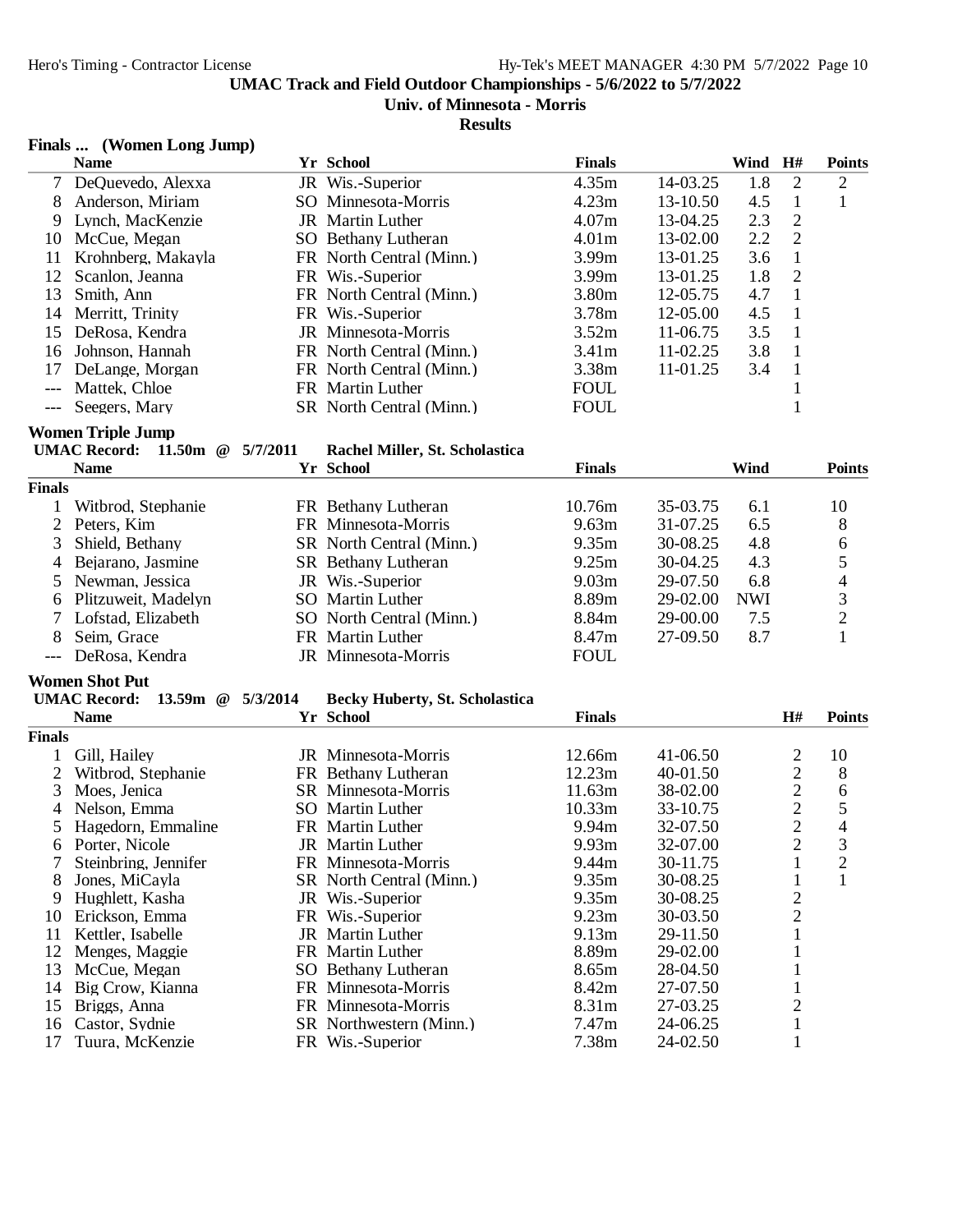UMAC Track and Field Outdoor Championships - 5/6/2022 to 5/7/2022

Univ. of Minnesota - Morris

Results

### Finals ... (Women Long Jump)

| | Name | Yr | School | Finals | | Wind | H# | Points |
|---|---|---|---|---|---|---|---|---|
| 7 | DeQuevedo, Alexxa | JR | Wis.-Superior | 4.35m | 14-03.25 | 1.8 | 2 | 2 |
| 8 | Anderson, Miriam | SO | Minnesota-Morris | 4.23m | 13-10.50 | 4.5 | 1 | 1 |
| 9 | Lynch, MacKenzie | JR | Martin Luther | 4.07m | 13-04.25 | 2.3 | 2 | |
| 10 | McCue, Megan | SO | Bethany Lutheran | 4.01m | 13-02.00 | 2.2 | 2 | |
| 11 | Krohnberg, Makayla | FR | North Central (Minn.) | 3.99m | 13-01.25 | 3.6 | 1 | |
| 12 | Scanlon, Jeanna | FR | Wis.-Superior | 3.99m | 13-01.25 | 1.8 | 2 | |
| 13 | Smith, Ann | FR | North Central (Minn.) | 3.80m | 12-05.75 | 4.7 | 1 | |
| 14 | Merritt, Trinity | FR | Wis.-Superior | 3.78m | 12-05.00 | 4.5 | 1 | |
| 15 | DeRosa, Kendra | JR | Minnesota-Morris | 3.52m | 11-06.75 | 3.5 | 1 | |
| 16 | Johnson, Hannah | FR | North Central (Minn.) | 3.41m | 11-02.25 | 3.8 | 1 | |
| 17 | DeLange, Morgan | FR | North Central (Minn.) | 3.38m | 11-01.25 | 3.4 | 1 | |
| --- | Mattek, Chloe | FR | Martin Luther | FOUL | | | 1 | |
| --- | Seegers, Mary | SR | North Central (Minn.) | FOUL | | | 1 | |

### Women Triple Jump

**UMAC Record: 11.50m @ 5/7/2011 Rachel Miller, St. Scholastica**

| | Name | Yr | School | Finals | | Wind | Points |
|---|---|---|---|---|---|---|---|
| **Finals** | | | | | | | |
| 1 | Witbrod, Stephanie | FR | Bethany Lutheran | 10.76m | 35-03.75 | 6.1 | 10 |
| 2 | Peters, Kim | FR | Minnesota-Morris | 9.63m | 31-07.25 | 6.5 | 8 |
| 3 | Shield, Bethany | SR | North Central (Minn.) | 9.35m | 30-08.25 | 4.8 | 6 |
| 4 | Bejarano, Jasmine | SR | Bethany Lutheran | 9.25m | 30-04.25 | 4.3 | 5 |
| 5 | Newman, Jessica | JR | Wis.-Superior | 9.03m | 29-07.50 | 6.8 | 4 |
| 6 | Plitzuweit, Madelyn | SO | Martin Luther | 8.89m | 29-02.00 | NWI | 3 |
| 7 | Lofstad, Elizabeth | SO | North Central (Minn.) | 8.84m | 29-00.00 | 7.5 | 2 |
| 8 | Seim, Grace | FR | Martin Luther | 8.47m | 27-09.50 | 8.7 | 1 |
| --- | DeRosa, Kendra | JR | Minnesota-Morris | FOUL | | | |

### Women Shot Put

**UMAC Record: 13.59m @ 5/3/2014 Becky Huberty, St. Scholastica**

| | Name | Yr | School | Finals | | H# | Points |
|---|---|---|---|---|---|---|---|
| **Finals** | | | | | | | |
| 1 | Gill, Hailey | JR | Minnesota-Morris | 12.66m | 41-06.50 | 2 | 10 |
| 2 | Witbrod, Stephanie | FR | Bethany Lutheran | 12.23m | 40-01.50 | 2 | 8 |
| 3 | Moes, Jenica | SR | Minnesota-Morris | 11.63m | 38-02.00 | 2 | 6 |
| 4 | Nelson, Emma | SO | Martin Luther | 10.33m | 33-10.75 | 2 | 5 |
| 5 | Hagedorn, Emmaline | FR | Martin Luther | 9.94m | 32-07.50 | 2 | 4 |
| 6 | Porter, Nicole | JR | Martin Luther | 9.93m | 32-07.00 | 2 | 3 |
| 7 | Steinbring, Jennifer | FR | Minnesota-Morris | 9.44m | 30-11.75 | 1 | 2 |
| 8 | Jones, MiCayla | SR | North Central (Minn.) | 9.35m | 30-08.25 | 1 | 1 |
| 9 | Hughlett, Kasha | JR | Wis.-Superior | 9.35m | 30-08.25 | 2 | |
| 10 | Erickson, Emma | FR | Wis.-Superior | 9.23m | 30-03.50 | 2 | |
| 11 | Kettler, Isabelle | JR | Martin Luther | 9.13m | 29-11.50 | 1 | |
| 12 | Menges, Maggie | FR | Martin Luther | 8.89m | 29-02.00 | 1 | |
| 13 | McCue, Megan | SO | Bethany Lutheran | 8.65m | 28-04.50 | 1 | |
| 14 | Big Crow, Kianna | FR | Minnesota-Morris | 8.42m | 27-07.50 | 1 | |
| 15 | Briggs, Anna | FR | Minnesota-Morris | 8.31m | 27-03.25 | 2 | |
| 16 | Castor, Sydnie | SR | Northwestern (Minn.) | 7.47m | 24-06.25 | 1 | |
| 17 | Tuura, McKenzie | FR | Wis.-Superior | 7.38m | 24-02.50 | 1 | |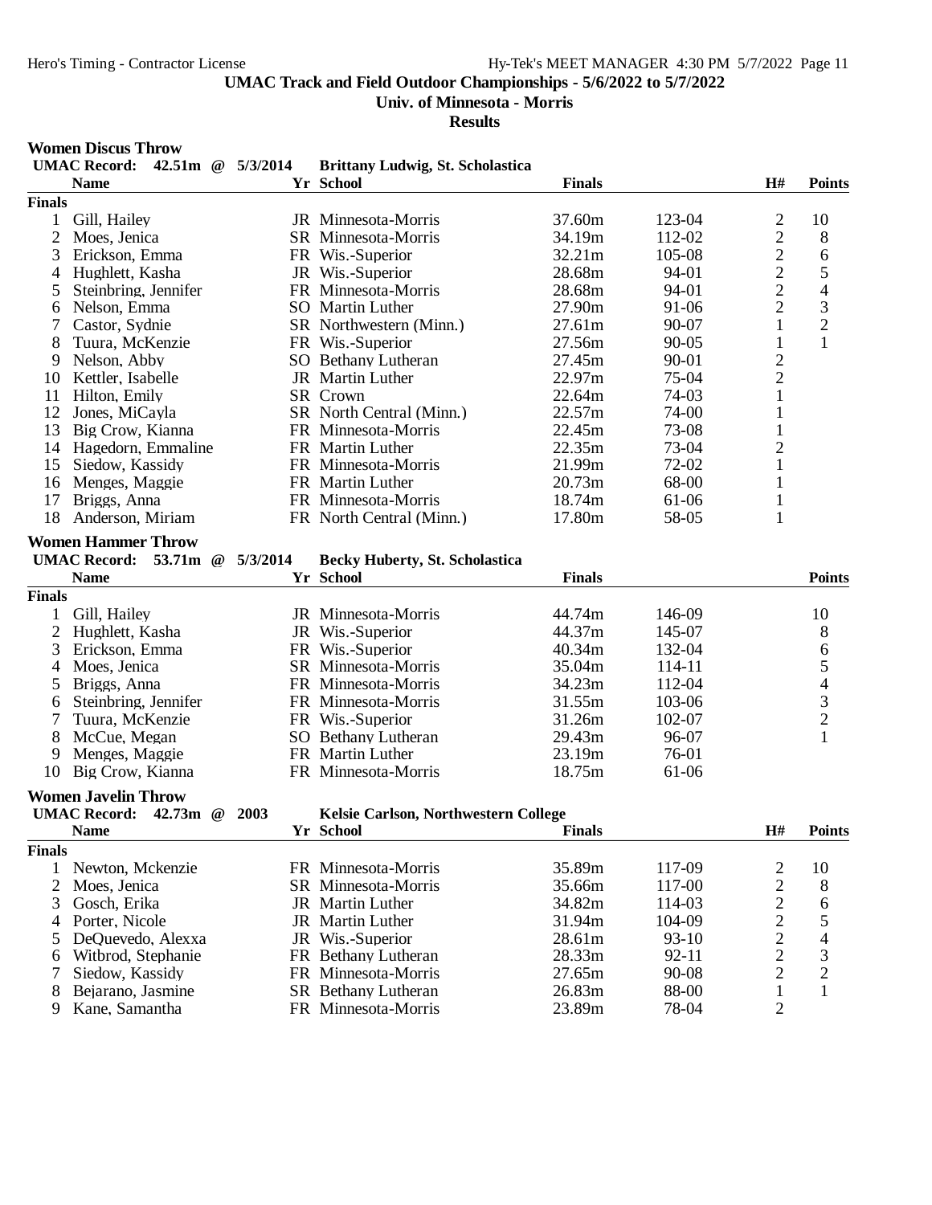# UMAC Track and Field Outdoor Championships - 5/6/2022 to 5/7/2022

## Univ. of Minnesota - Morris

### Results

**Women Discus Throw**

**UMAC Record: 42.51m @ 5/3/2014 Brittany Ludwig, St. Scholastica**

| | Name | Yr | School | Finals | | H# | Points |
|---|---|---|---|---|---|---|---|
| **Finals** | | | | | | | |
| 1 | Gill, Hailey | JR | Minnesota-Morris | 37.60m | 123-04 | 2 | 10 |
| 2 | Moes, Jenica | SR | Minnesota-Morris | 34.19m | 112-02 | 2 | 8 |
| 3 | Erickson, Emma | FR | Wis.-Superior | 32.21m | 105-08 | 2 | 6 |
| 4 | Hughlett, Kasha | JR | Wis.-Superior | 28.68m | 94-01 | 2 | 5 |
| 5 | Steinbring, Jennifer | FR | Minnesota-Morris | 28.68m | 94-01 | 2 | 4 |
| 6 | Nelson, Emma | SO | Martin Luther | 27.90m | 91-06 | 2 | 3 |
| 7 | Castor, Sydnie | SR | Northwestern (Minn.) | 27.61m | 90-07 | 1 | 2 |
| 8 | Tuura, McKenzie | FR | Wis.-Superior | 27.56m | 90-05 | 1 | 1 |
| 9 | Nelson, Abby | SO | Bethany Lutheran | 27.45m | 90-01 | 2 | |
| 10 | Kettler, Isabelle | JR | Martin Luther | 22.97m | 75-04 | 2 | |
| 11 | Hilton, Emily | SR | Crown | 22.64m | 74-03 | 1 | |
| 12 | Jones, MiCayla | SR | North Central (Minn.) | 22.57m | 74-00 | 1 | |
| 13 | Big Crow, Kianna | FR | Minnesota-Morris | 22.45m | 73-08 | 1 | |
| 14 | Hagedorn, Emmaline | FR | Martin Luther | 22.35m | 73-04 | 2 | |
| 15 | Siedow, Kassidy | FR | Minnesota-Morris | 21.99m | 72-02 | 1 | |
| 16 | Menges, Maggie | FR | Martin Luther | 20.73m | 68-00 | 1 | |
| 17 | Briggs, Anna | FR | Minnesota-Morris | 18.74m | 61-06 | 1 | |
| 18 | Anderson, Miriam | FR | North Central (Minn.) | 17.80m | 58-05 | 1 | |

**Women Hammer Throw**

**UMAC Record: 53.71m @ 5/3/2014 Becky Huberty, St. Scholastica**

| | Name | Yr | School | Finals | | Points |
|---|---|---|---|---|---|---|
| **Finals** | | | | | | |
| 1 | Gill, Hailey | JR | Minnesota-Morris | 44.74m | 146-09 | 10 |
| 2 | Hughlett, Kasha | JR | Wis.-Superior | 44.37m | 145-07 | 8 |
| 3 | Erickson, Emma | FR | Wis.-Superior | 40.34m | 132-04 | 6 |
| 4 | Moes, Jenica | SR | Minnesota-Morris | 35.04m | 114-11 | 5 |
| 5 | Briggs, Anna | FR | Minnesota-Morris | 34.23m | 112-04 | 4 |
| 6 | Steinbring, Jennifer | FR | Minnesota-Morris | 31.55m | 103-06 | 3 |
| 7 | Tuura, McKenzie | FR | Wis.-Superior | 31.26m | 102-07 | 2 |
| 8 | McCue, Megan | SO | Bethany Lutheran | 29.43m | 96-07 | 1 |
| 9 | Menges, Maggie | FR | Martin Luther | 23.19m | 76-01 | |
| 10 | Big Crow, Kianna | FR | Minnesota-Morris | 18.75m | 61-06 | |

**Women Javelin Throw**

**UMAC Record: 42.73m @ 2003 Kelsie Carlson, Northwestern College**

| | Name | Yr | School | Finals | | H# | Points |
|---|---|---|---|---|---|---|---|
| **Finals** | | | | | | | |
| 1 | Newton, Mckenzie | FR | Minnesota-Morris | 35.89m | 117-09 | 2 | 10 |
| 2 | Moes, Jenica | SR | Minnesota-Morris | 35.66m | 117-00 | 2 | 8 |
| 3 | Gosch, Erika | JR | Martin Luther | 34.82m | 114-03 | 2 | 6 |
| 4 | Porter, Nicole | JR | Martin Luther | 31.94m | 104-09 | 2 | 5 |
| 5 | DeQuevedo, Alexxa | JR | Wis.-Superior | 28.61m | 93-10 | 2 | 4 |
| 6 | Witbrod, Stephanie | FR | Bethany Lutheran | 28.33m | 92-11 | 2 | 3 |
| 7 | Siedow, Kassidy | FR | Minnesota-Morris | 27.65m | 90-08 | 2 | 2 |
| 8 | Bejarano, Jasmine | SR | Bethany Lutheran | 26.83m | 88-00 | 1 | 1 |
| 9 | Kane, Samantha | FR | Minnesota-Morris | 23.89m | 78-04 | 2 | |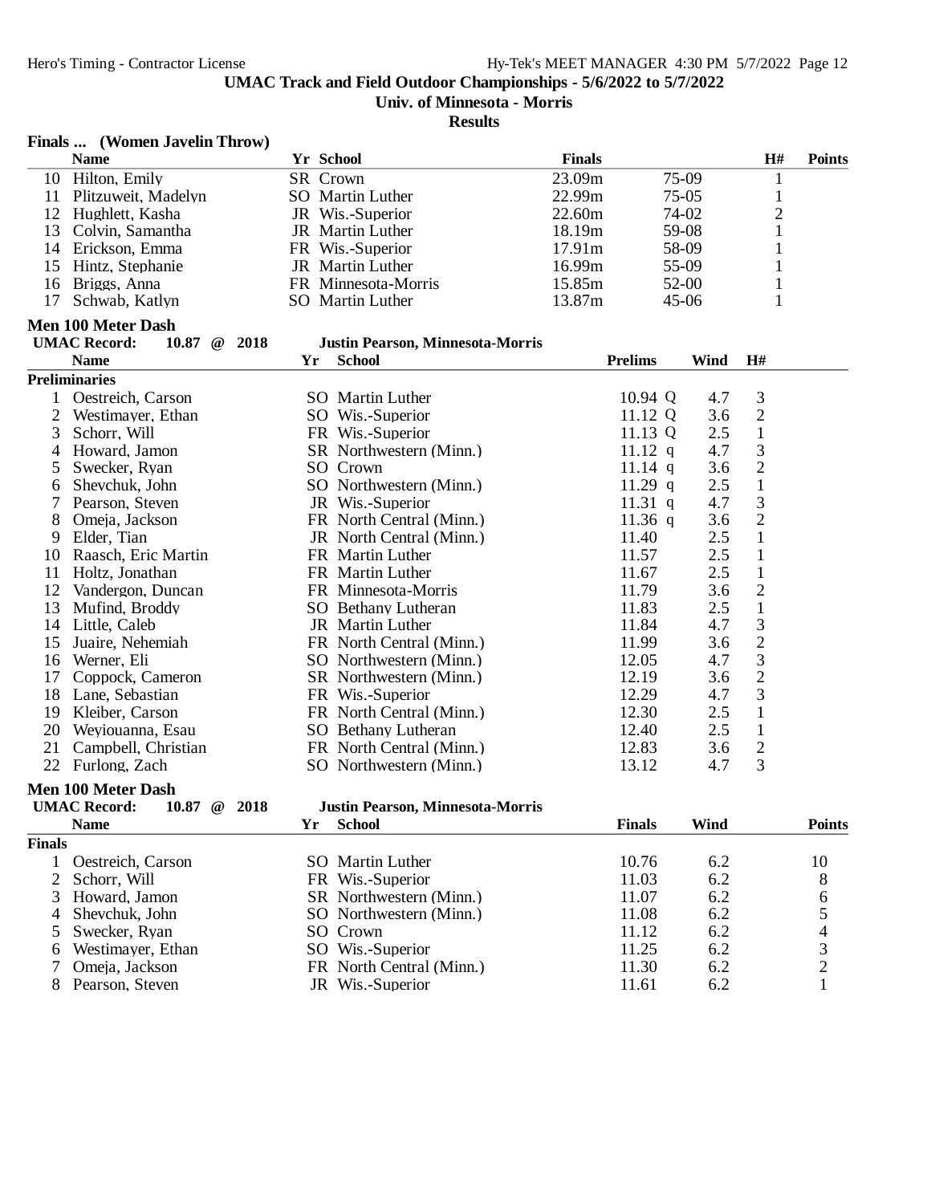## Finals ... (Women Javelin Throw)

| | Name | Yr | School | Finals | | H# | Points |
|---|---|---|---|---|---|---|---|
| 10 | Hilton, Emily | SR | Crown | 23.09m | 75-09 | 1 | |
| 11 | Plitzuweit, Madelyn | SO | Martin Luther | 22.99m | 75-05 | 1 | |
| 12 | Hughlett, Kasha | JR | Wis.-Superior | 22.60m | 74-02 | 2 | |
| 13 | Colvin, Samantha | JR | Martin Luther | 18.19m | 59-08 | 1 | |
| 14 | Erickson, Emma | FR | Wis.-Superior | 17.91m | 58-09 | 1 | |
| 15 | Hintz, Stephanie | JR | Martin Luther | 16.99m | 55-09 | 1 | |
| 16 | Briggs, Anna | FR | Minnesota-Morris | 15.85m | 52-00 | 1 | |
| 17 | Schwab, Katlyn | SO | Martin Luther | 13.87m | 45-06 | 1 | |

## Men 100 Meter Dash

**UMAC Record:** 10.87 @ 2018 **Justin Pearson, Minnesota-Morris**

### Preliminaries

| | Name | Yr | School | Prelims | | Wind | H# |
|---|---|---|---|---|---|---|---|
| 1 | Oestreich, Carson | SO | Martin Luther | 10.94 | Q | 4.7 | 3 |
| 2 | Westimayer, Ethan | SO | Wis.-Superior | 11.12 | Q | 3.6 | 2 |
| 3 | Schorr, Will | FR | Wis.-Superior | 11.13 | Q | 2.5 | 1 |
| 4 | Howard, Jamon | SR | Northwestern (Minn.) | 11.12 | q | 4.7 | 3 |
| 5 | Swecker, Ryan | SO | Crown | 11.14 | q | 3.6 | 2 |
| 6 | Shevchuk, John | SO | Northwestern (Minn.) | 11.29 | q | 2.5 | 1 |
| 7 | Pearson, Steven | JR | Wis.-Superior | 11.31 | q | 4.7 | 3 |
| 8 | Omeja, Jackson | FR | North Central (Minn.) | 11.36 | q | 3.6 | 2 |
| 9 | Elder, Tian | JR | North Central (Minn.) | 11.40 | | 2.5 | 1 |
| 10 | Raasch, Eric Martin | FR | Martin Luther | 11.57 | | 2.5 | 1 |
| 11 | Holtz, Jonathan | FR | Martin Luther | 11.67 | | 2.5 | 1 |
| 12 | Vandergon, Duncan | FR | Minnesota-Morris | 11.79 | | 3.6 | 2 |
| 13 | Mufind, Broddy | SO | Bethany Lutheran | 11.83 | | 2.5 | 1 |
| 14 | Little, Caleb | JR | Martin Luther | 11.84 | | 4.7 | 3 |
| 15 | Juaire, Nehemiah | FR | North Central (Minn.) | 11.99 | | 3.6 | 2 |
| 16 | Werner, Eli | SO | Northwestern (Minn.) | 12.05 | | 4.7 | 3 |
| 17 | Coppock, Cameron | SR | Northwestern (Minn.) | 12.19 | | 3.6 | 2 |
| 18 | Lane, Sebastian | FR | Wis.-Superior | 12.29 | | 4.7 | 3 |
| 19 | Kleiber, Carson | FR | North Central (Minn.) | 12.30 | | 2.5 | 1 |
| 20 | Weyiouanna, Esau | SO | Bethany Lutheran | 12.40 | | 2.5 | 1 |
| 21 | Campbell, Christian | FR | North Central (Minn.) | 12.83 | | 3.6 | 2 |
| 22 | Furlong, Zach | SO | Northwestern (Minn.) | 13.12 | | 4.7 | 3 |

## Men 100 Meter Dash

**UMAC Record:** 10.87 @ 2018 **Justin Pearson, Minnesota-Morris**

### Finals

| | Name | Yr | School | Finals | Wind | Points |
|---|---|---|---|---|---|---|
| 1 | Oestreich, Carson | SO | Martin Luther | 10.76 | 6.2 | 10 |
| 2 | Schorr, Will | FR | Wis.-Superior | 11.03 | 6.2 | 8 |
| 3 | Howard, Jamon | SR | Northwestern (Minn.) | 11.07 | 6.2 | 6 |
| 4 | Shevchuk, John | SO | Northwestern (Minn.) | 11.08 | 6.2 | 5 |
| 5 | Swecker, Ryan | SO | Crown | 11.12 | 6.2 | 4 |
| 6 | Westimayer, Ethan | SO | Wis.-Superior | 11.25 | 6.2 | 3 |
| 7 | Omeja, Jackson | FR | North Central (Minn.) | 11.30 | 6.2 | 2 |
| 8 | Pearson, Steven | JR | Wis.-Superior | 11.61 | 6.2 | 1 |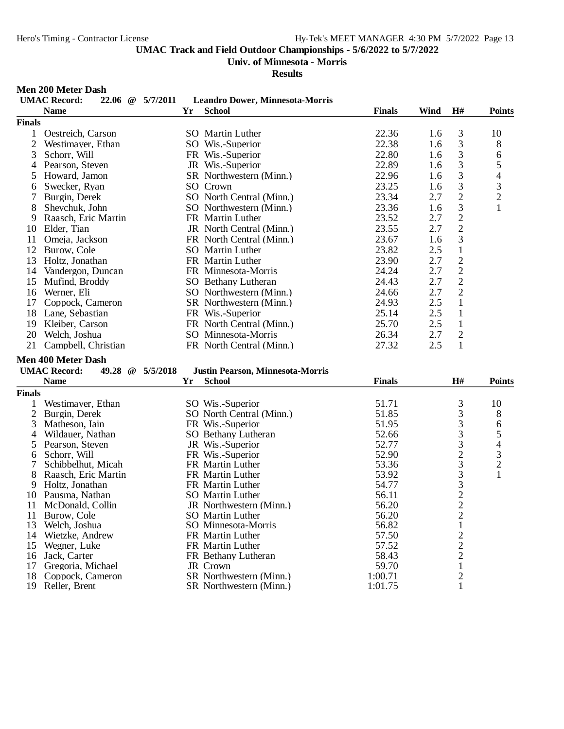# UMAC Track and Field Outdoor Championships - 5/6/2022 to 5/7/2022

## Univ. of Minnesota - Morris

### Results

**Men 200 Meter Dash**

**UMAC Record: 22.06 @ 5/7/2011 Leandro Dower, Minnesota-Morris**

| | Name | Yr | School | Finals | Wind | H# | Points |
|---|---|---|---|---|---|---|---|
| **Finals** | | | | | | | |
| 1 | Oestreich, Carson | SO | Martin Luther | 22.36 | 1.6 | 3 | 10 |
| 2 | Westimayer, Ethan | SO | Wis.-Superior | 22.38 | 1.6 | 3 | 8 |
| 3 | Schorr, Will | FR | Wis.-Superior | 22.80 | 1.6 | 3 | 6 |
| 4 | Pearson, Steven | JR | Wis.-Superior | 22.89 | 1.6 | 3 | 5 |
| 5 | Howard, Jamon | SR | Northwestern (Minn.) | 22.96 | 1.6 | 3 | 4 |
| 6 | Swecker, Ryan | SO | Crown | 23.25 | 1.6 | 3 | 3 |
| 7 | Burgin, Derek | SO | North Central (Minn.) | 23.34 | 2.7 | 2 | 2 |
| 8 | Shevchuk, John | SO | Northwestern (Minn.) | 23.36 | 1.6 | 3 | 1 |
| 9 | Raasch, Eric Martin | FR | Martin Luther | 23.52 | 2.7 | 2 | |
| 10 | Elder, Tian | JR | North Central (Minn.) | 23.55 | 2.7 | 2 | |
| 11 | Omeja, Jackson | FR | North Central (Minn.) | 23.67 | 1.6 | 3 | |
| 12 | Burow, Cole | SO | Martin Luther | 23.82 | 2.5 | 1 | |
| 13 | Holtz, Jonathan | FR | Martin Luther | 23.90 | 2.7 | 2 | |
| 14 | Vandergon, Duncan | FR | Minnesota-Morris | 24.24 | 2.7 | 2 | |
| 15 | Mufind, Broddy | SO | Bethany Lutheran | 24.43 | 2.7 | 2 | |
| 16 | Werner, Eli | SO | Northwestern (Minn.) | 24.66 | 2.7 | 2 | |
| 17 | Coppock, Cameron | SR | Northwestern (Minn.) | 24.93 | 2.5 | 1 | |
| 18 | Lane, Sebastian | FR | Wis.-Superior | 25.14 | 2.5 | 1 | |
| 19 | Kleiber, Carson | FR | North Central (Minn.) | 25.70 | 2.5 | 1 | |
| 20 | Welch, Joshua | SO | Minnesota-Morris | 26.34 | 2.7 | 2 | |
| 21 | Campbell, Christian | FR | North Central (Minn.) | 27.32 | 2.5 | 1 | |

**Men 400 Meter Dash**

**UMAC Record: 49.28 @ 5/5/2018 Justin Pearson, Minnesota-Morris**

| | Name | Yr | School | Finals | H# | Points |
|---|---|---|---|---|---|---|
| **Finals** | | | | | | |
| 1 | Westimayer, Ethan | SO | Wis.-Superior | 51.71 | 3 | 10 |
| 2 | Burgin, Derek | SO | North Central (Minn.) | 51.85 | 3 | 8 |
| 3 | Matheson, Iain | FR | Wis.-Superior | 51.95 | 3 | 6 |
| 4 | Wildauer, Nathan | SO | Bethany Lutheran | 52.66 | 3 | 5 |
| 5 | Pearson, Steven | JR | Wis.-Superior | 52.77 | 3 | 4 |
| 6 | Schorr, Will | FR | Wis.-Superior | 52.90 | 2 | 3 |
| 7 | Schibbelhut, Micah | FR | Martin Luther | 53.36 | 3 | 2 |
| 8 | Raasch, Eric Martin | FR | Martin Luther | 53.92 | 3 | 1 |
| 9 | Holtz, Jonathan | FR | Martin Luther | 54.77 | 3 | |
| 10 | Pausma, Nathan | SO | Martin Luther | 56.11 | 2 | |
| 11 | McDonald, Collin | JR | Northwestern (Minn.) | 56.20 | 2 | |
| 11 | Burow, Cole | SO | Martin Luther | 56.20 | 2 | |
| 13 | Welch, Joshua | SO | Minnesota-Morris | 56.82 | 1 | |
| 14 | Wietzke, Andrew | FR | Martin Luther | 57.50 | 2 | |
| 15 | Wegner, Luke | FR | Martin Luther | 57.52 | 2 | |
| 16 | Jack, Carter | FR | Bethany Lutheran | 58.43 | 2 | |
| 17 | Gregoria, Michael | JR | Crown | 59.70 | 1 | |
| 18 | Coppock, Cameron | SR | Northwestern (Minn.) | 1:00.71 | 2 | |
| 19 | Reller, Brent | SR | Northwestern (Minn.) | 1:01.75 | 1 | |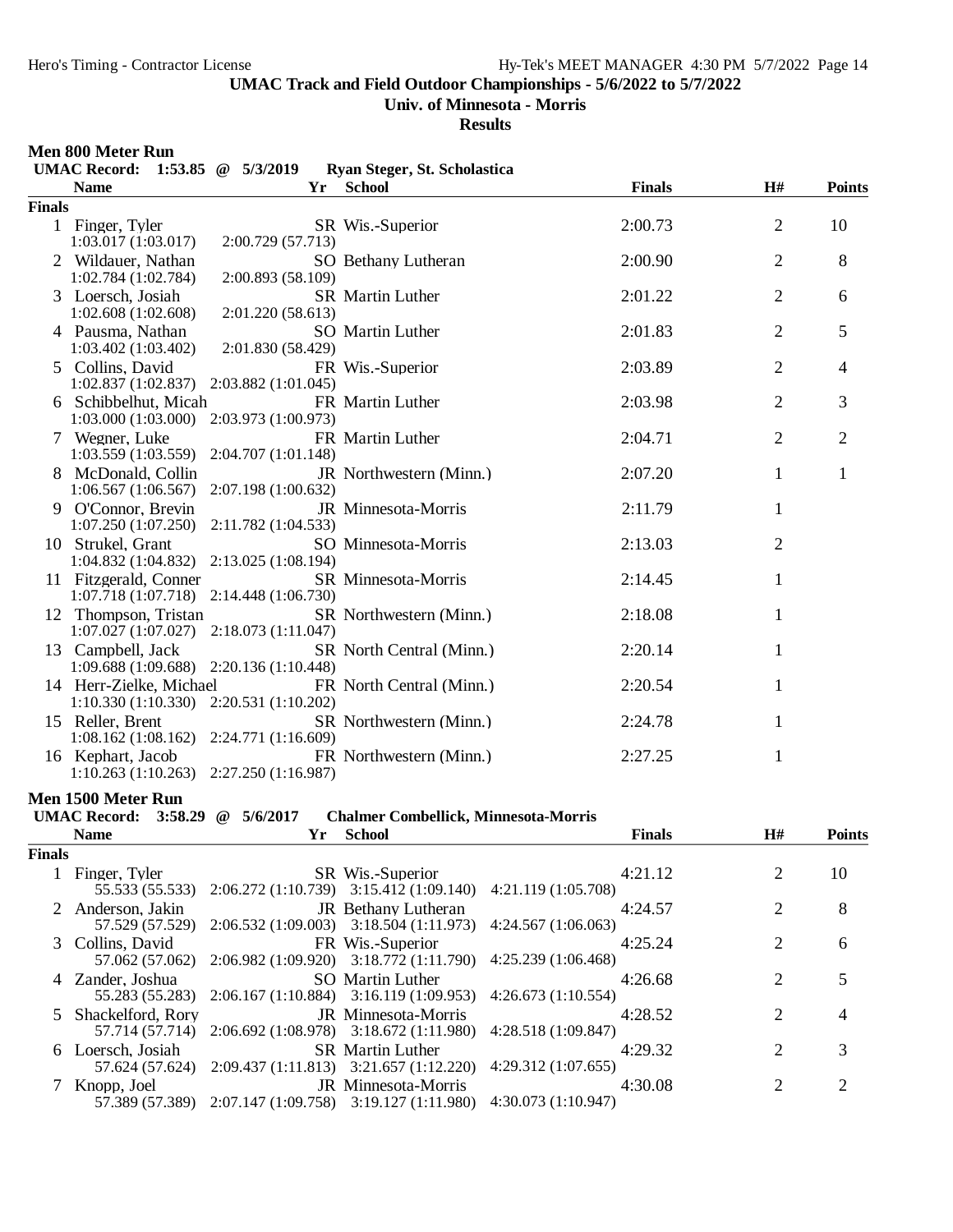# UMAC Track and Field Outdoor Championships - 5/6/2022 to 5/7/2022

**Univ. of Minnesota - Morris**

**Results**

## Men 800 Meter Run

**UMAC Record: 1:53.85 @ 5/3/2019 Ryan Steger, St. Scholastica**

**Finals**

| | Name | Yr | School | Finals | H# | Points |
|---|---|---|---|---|---|---|
| 1 | Finger, Tyler | SR | Wis.-Superior | 2:00.73 | 2 | 10 |
| | 1:03.017 (1:03.017) 2:00.729 (57.713) | | | | | |
| 2 | Wildauer, Nathan | SO | Bethany Lutheran | 2:00.90 | 2 | 8 |
| | 1:02.784 (1:02.784) 2:00.893 (58.109) | | | | | |
| 3 | Loersch, Josiah | SR | Martin Luther | 2:01.22 | 2 | 6 |
| | 1:02.608 (1:02.608) 2:01.220 (58.613) | | | | | |
| 4 | Pausma, Nathan | SO | Martin Luther | 2:01.83 | 2 | 5 |
| | 1:03.402 (1:03.402) 2:01.830 (58.429) | | | | | |
| 5 | Collins, David | FR | Wis.-Superior | 2:03.89 | 2 | 4 |
| | 1:02.837 (1:02.837) 2:03.882 (1:01.045) | | | | | |
| 6 | Schibbelhut, Micah | FR | Martin Luther | 2:03.98 | 2 | 3 |
| | 1:03.000 (1:03.000) 2:03.973 (1:00.973) | | | | | |
| 7 | Wegner, Luke | FR | Martin Luther | 2:04.71 | 2 | 2 |
| | 1:03.559 (1:03.559) 2:04.707 (1:01.148) | | | | | |
| 8 | McDonald, Collin | JR | Northwestern (Minn.) | 2:07.20 | 1 | 1 |
| | 1:06.567 (1:06.567) 2:07.198 (1:00.632) | | | | | |
| 9 | O'Connor, Brevin | JR | Minnesota-Morris | 2:11.79 | 1 | |
| | 1:07.250 (1:07.250) 2:11.782 (1:04.533) | | | | | |
| 10 | Strukel, Grant | SO | Minnesota-Morris | 2:13.03 | 2 | |
| | 1:04.832 (1:04.832) 2:13.025 (1:08.194) | | | | | |
| 11 | Fitzgerald, Conner | SR | Minnesota-Morris | 2:14.45 | 1 | |
| | 1:07.718 (1:07.718) 2:14.448 (1:06.730) | | | | | |
| 12 | Thompson, Tristan | SR | Northwestern (Minn.) | 2:18.08 | 1 | |
| | 1:07.027 (1:07.027) 2:18.073 (1:11.047) | | | | | |
| 13 | Campbell, Jack | SR | North Central (Minn.) | 2:20.14 | 1 | |
| | 1:09.688 (1:09.688) 2:20.136 (1:10.448) | | | | | |
| 14 | Herr-Zielke, Michael | FR | North Central (Minn.) | 2:20.54 | 1 | |
| | 1:10.330 (1:10.330) 2:20.531 (1:10.202) | | | | | |
| 15 | Reller, Brent | SR | Northwestern (Minn.) | 2:24.78 | 1 | |
| | 1:08.162 (1:08.162) 2:24.771 (1:16.609) | | | | | |
| 16 | Kephart, Jacob | FR | Northwestern (Minn.) | 2:27.25 | 1 | |
| | 1:10.263 (1:10.263) 2:27.250 (1:16.987) | | | | | |

## Men 1500 Meter Run

**UMAC Record: 3:58.29 @ 5/6/2017 Chalmer Combellick, Minnesota-Morris**

**Finals**

| | Name | Yr | School | Finals | H# | Points |
|---|---|---|---|---|---|---|
| 1 | Finger, Tyler | SR | Wis.-Superior | 4:21.12 | 2 | 10 |
| | 55.533 (55.533) 2:06.272 (1:10.739) 3:15.412 (1:09.140) 4:21.119 (1:05.708) | | | | | |
| 2 | Anderson, Jakin | JR | Bethany Lutheran | 4:24.57 | 2 | 8 |
| | 57.529 (57.529) 2:06.532 (1:09.003) 3:18.504 (1:11.973) 4:24.567 (1:06.063) | | | | | |
| 3 | Collins, David | FR | Wis.-Superior | 4:25.24 | 2 | 6 |
| | 57.062 (57.062) 2:06.982 (1:09.920) 3:18.772 (1:11.790) 4:25.239 (1:06.468) | | | | | |
| 4 | Zander, Joshua | SO | Martin Luther | 4:26.68 | 2 | 5 |
| | 55.283 (55.283) 2:06.167 (1:10.884) 3:16.119 (1:09.953) 4:26.673 (1:10.554) | | | | | |
| 5 | Shackelford, Rory | JR | Minnesota-Morris | 4:28.52 | 2 | 4 |
| | 57.714 (57.714) 2:06.692 (1:08.978) 3:18.672 (1:11.980) 4:28.518 (1:09.847) | | | | | |
| 6 | Loersch, Josiah | SR | Martin Luther | 4:29.32 | 2 | 3 |
| | 57.624 (57.624) 2:09.437 (1:11.813) 3:21.657 (1:12.220) 4:29.312 (1:07.655) | | | | | |
| 7 | Knopp, Joel | JR | Minnesota-Morris | 4:30.08 | 2 | 2 |
| | 57.389 (57.389) 2:07.147 (1:09.758) 3:19.127 (1:11.980) 4:30.073 (1:10.947) | | | | | |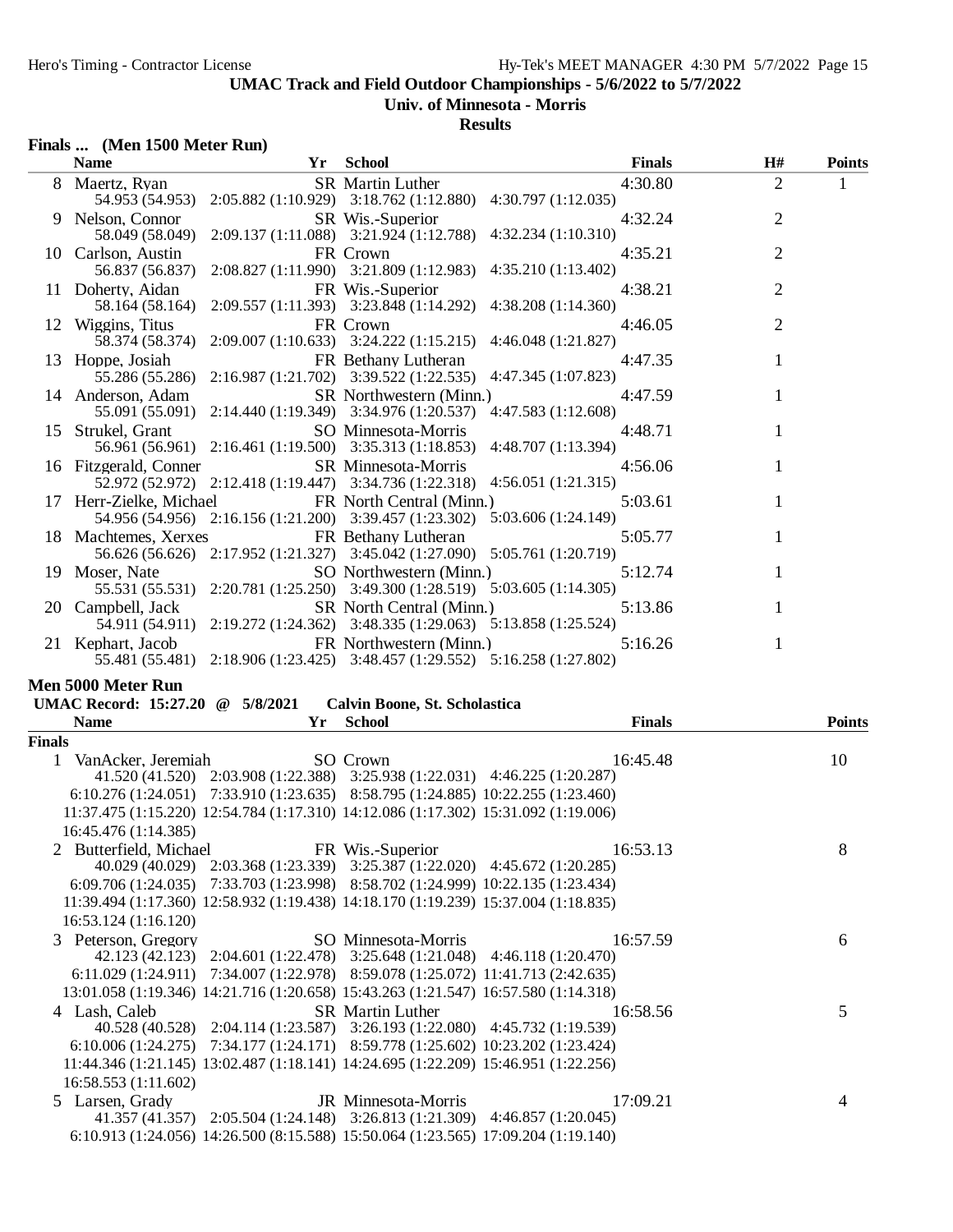UMAC Track and Field Outdoor Championships - 5/6/2022 to 5/7/2022

Univ. of Minnesota - Morris

Results

### Finals ... (Men 1500 Meter Run)

| | Name | Yr | School | Finals | H# | Points |
|---|---|---|---|---|---|---|
| 8 | Maertz, Ryan | SR | Martin Luther | 4:30.80 | 2 | 1 |
| | 54.953 (54.953) 2:05.882 (1:10.929) 3:18.762 (1:12.880) 4:30.797 (1:12.035) | | | | | |
| 9 | Nelson, Connor | SR | Wis.-Superior | 4:32.24 | 2 | |
| | 58.049 (58.049) 2:09.137 (1:11.088) 3:21.924 (1:12.788) 4:32.234 (1:10.310) | | | | | |
| 10 | Carlson, Austin | FR | Crown | 4:35.21 | 2 | |
| | 56.837 (56.837) 2:08.827 (1:11.990) 3:21.809 (1:12.983) 4:35.210 (1:13.402) | | | | | |
| 11 | Doherty, Aidan | FR | Wis.-Superior | 4:38.21 | 2 | |
| | 58.164 (58.164) 2:09.557 (1:11.393) 3:23.848 (1:14.292) 4:38.208 (1:14.360) | | | | | |
| 12 | Wiggins, Titus | FR | Crown | 4:46.05 | 2 | |
| | 58.374 (58.374) 2:09.007 (1:10.633) 3:24.222 (1:15.215) 4:46.048 (1:21.827) | | | | | |
| 13 | Hoppe, Josiah | FR | Bethany Lutheran | 4:47.35 | 1 | |
| | 55.286 (55.286) 2:16.987 (1:21.702) 3:39.522 (1:22.535) 4:47.345 (1:07.823) | | | | | |
| 14 | Anderson, Adam | SR | Northwestern (Minn.) | 4:47.59 | 1 | |
| | 55.091 (55.091) 2:14.440 (1:19.349) 3:34.976 (1:20.537) 4:47.583 (1:12.608) | | | | | |
| 15 | Strukel, Grant | SO | Minnesota-Morris | 4:48.71 | 1 | |
| | 56.961 (56.961) 2:16.461 (1:19.500) 3:35.313 (1:18.853) 4:48.707 (1:13.394) | | | | | |
| 16 | Fitzgerald, Conner | SR | Minnesota-Morris | 4:56.06 | 1 | |
| | 52.972 (52.972) 2:12.418 (1:19.447) 3:34.736 (1:22.318) 4:56.051 (1:21.315) | | | | | |
| 17 | Herr-Zielke, Michael | FR | North Central (Minn.) | 5:03.61 | 1 | |
| | 54.956 (54.956) 2:16.156 (1:21.200) 3:39.457 (1:23.302) 5:03.606 (1:24.149) | | | | | |
| 18 | Machtemes, Xerxes | FR | Bethany Lutheran | 5:05.77 | 1 | |
| | 56.626 (56.626) 2:17.952 (1:21.327) 3:45.042 (1:27.090) 5:05.761 (1:20.719) | | | | | |
| 19 | Moser, Nate | SO | Northwestern (Minn.) | 5:12.74 | 1 | |
| | 55.531 (55.531) 2:20.781 (1:25.250) 3:49.300 (1:28.519) 5:03.605 (1:14.305) | | | | | |
| 20 | Campbell, Jack | SR | North Central (Minn.) | 5:13.86 | 1 | |
| | 54.911 (54.911) 2:19.272 (1:24.362) 3:48.335 (1:29.063) 5:13.858 (1:25.524) | | | | | |
| 21 | Kephart, Jacob | FR | Northwestern (Minn.) | 5:16.26 | 1 | |
| | 55.481 (55.481) 2:18.906 (1:23.425) 3:48.457 (1:29.552) 5:16.258 (1:27.802) | | | | | |

### Men 5000 Meter Run

**UMAC Record: 15:27.20 @ 5/8/2021 Calvin Boone, St. Scholastica**

**Finals**

| | Name | Yr | School | Finals | Points |
|---|---|---|---|---|---|
| 1 | VanAcker, Jeremiah | SO | Crown | 16:45.48 | 10 |
| | 41.520 (41.520) 2:03.908 (1:22.388) 3:25.938 (1:22.031) 4:46.225 (1:20.287) 6:10.276 (1:24.051) 7:33.910 (1:23.635) 8:58.795 (1:24.885) 10:22.255 (1:23.460) 11:37.475 (1:15.220) 12:54.784 (1:17.310) 14:12.086 (1:17.302) 15:31.092 (1:19.006) 16:45.476 (1:14.385) | | | | |
| 2 | Butterfield, Michael | FR | Wis.-Superior | 16:53.13 | 8 |
| | 40.029 (40.029) 2:03.368 (1:23.339) 3:25.387 (1:22.020) 4:45.672 (1:20.285) 6:09.706 (1:24.035) 7:33.703 (1:23.998) 8:58.702 (1:24.999) 10:22.135 (1:23.434) 11:39.494 (1:17.360) 12:58.932 (1:19.438) 14:18.170 (1:19.239) 15:37.004 (1:18.835) 16:53.124 (1:16.120) | | | | |
| 3 | Peterson, Gregory | SO | Minnesota-Morris | 16:57.59 | 6 |
| | 42.123 (42.123) 2:04.601 (1:22.478) 3:25.648 (1:21.048) 4:46.118 (1:20.470) 6:11.029 (1:24.911) 7:34.007 (1:22.978) 8:59.078 (1:25.072) 11:41.713 (2:42.635) 13:01.058 (1:19.346) 14:21.716 (1:20.658) 15:43.263 (1:21.547) 16:57.580 (1:14.318) | | | | |
| 4 | Lash, Caleb | SR | Martin Luther | 16:58.56 | 5 |
| | 40.528 (40.528) 2:04.114 (1:23.587) 3:26.193 (1:22.080) 4:45.732 (1:19.539) 6:10.006 (1:24.275) 7:34.177 (1:24.171) 8:59.778 (1:25.602) 10:23.202 (1:23.424) 11:44.346 (1:21.145) 13:02.487 (1:18.141) 14:24.695 (1:22.209) 15:46.951 (1:22.256) 16:58.553 (1:11.602) | | | | |
| 5 | Larsen, Grady | JR | Minnesota-Morris | 17:09.21 | 4 |
| | 41.357 (41.357) 2:05.504 (1:24.148) 3:26.813 (1:21.309) 4:46.857 (1:20.045) 6:10.913 (1:24.056) 14:26.500 (8:15.588) 15:50.064 (1:23.565) 17:09.204 (1:19.140) | | | | |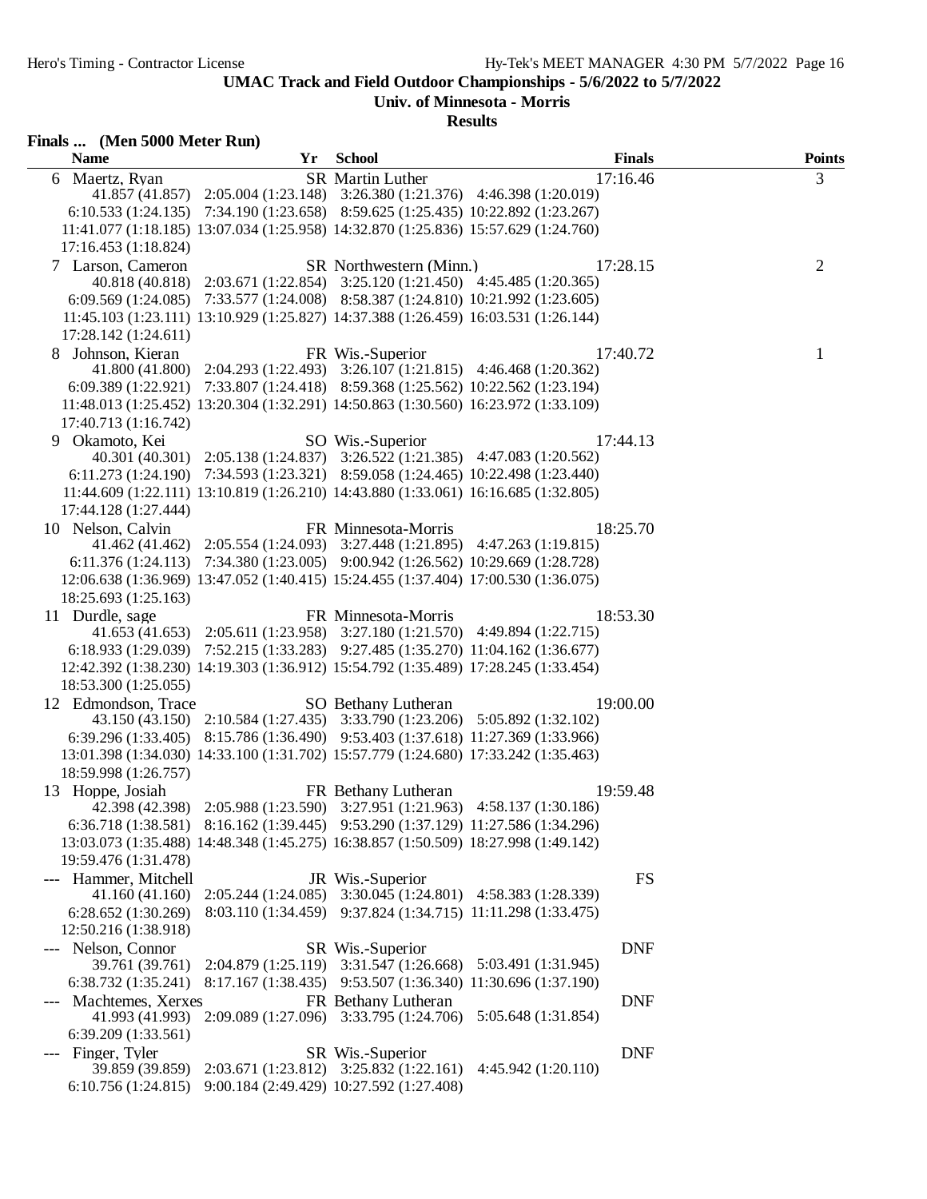## UMAC Track and Field Outdoor Championships - 5/6/2022 to 5/7/2022

### Univ. of Minnesota - Morris

### Results

**Finals ... (Men 5000 Meter Run)**

| | Name | Yr | School | Finals | Points |
|---|---|---|---|---|---|
| 6 | Maertz, Ryan | SR | Martin Luther | 17:16.46 | 3 |
| | 41.857 (41.857) 2:05.004 (1:23.148) 3:26.380 (1:21.376) 4:46.398 (1:20.019) 6:10.533 (1:24.135) 7:34.190 (1:23.658) 8:59.625 (1:25.435) 10:22.892 (1:23.267) 11:41.077 (1:18.185) 13:07.034 (1:25.958) 14:32.870 (1:25.836) 15:57.629 (1:24.760) 17:16.453 (1:18.824) | | | | |
| 7 | Larson, Cameron | SR | Northwestern (Minn.) | 17:28.15 | 2 |
| | 40.818 (40.818) 2:03.671 (1:22.854) 3:25.120 (1:21.450) 4:45.485 (1:20.365) 6:09.569 (1:24.085) 7:33.577 (1:24.008) 8:58.387 (1:24.810) 10:21.992 (1:23.605) 11:45.103 (1:23.111) 13:10.929 (1:25.827) 14:37.388 (1:26.459) 16:03.531 (1:26.144) 17:28.142 (1:24.611) | | | | |
| 8 | Johnson, Kieran | FR | Wis.-Superior | 17:40.72 | 1 |
| | 41.800 (41.800) 2:04.293 (1:22.493) 3:26.107 (1:21.815) 4:46.468 (1:20.362) 6:09.389 (1:22.921) 7:33.807 (1:24.418) 8:59.368 (1:25.562) 10:22.562 (1:23.194) 11:48.013 (1:25.452) 13:20.304 (1:32.291) 14:50.863 (1:30.560) 16:23.972 (1:33.109) 17:40.713 (1:16.742) | | | | |
| 9 | Okamoto, Kei | SO | Wis.-Superior | 17:44.13 | |
| | 40.301 (40.301) 2:05.138 (1:24.837) 3:26.522 (1:21.385) 4:47.083 (1:20.562) 6:11.273 (1:24.190) 7:34.593 (1:23.321) 8:59.058 (1:24.465) 10:22.498 (1:23.440) 11:44.609 (1:22.111) 13:10.819 (1:26.210) 14:43.880 (1:33.061) 16:16.685 (1:32.805) 17:44.128 (1:27.444) | | | | |
| 10 | Nelson, Calvin | FR | Minnesota-Morris | 18:25.70 | |
| | 41.462 (41.462) 2:05.554 (1:24.093) 3:27.448 (1:21.895) 4:47.263 (1:19.815) 6:11.376 (1:24.113) 7:34.380 (1:23.005) 9:00.942 (1:26.562) 10:29.669 (1:28.728) 12:06.638 (1:36.969) 13:47.052 (1:40.415) 15:24.455 (1:37.404) 17:00.530 (1:36.075) 18:25.693 (1:25.163) | | | | |
| 11 | Durdle, sage | FR | Minnesota-Morris | 18:53.30 | |
| | 41.653 (41.653) 2:05.611 (1:23.958) 3:27.180 (1:21.570) 4:49.894 (1:22.715) 6:18.933 (1:29.039) 7:52.215 (1:33.283) 9:27.485 (1:35.270) 11:04.162 (1:36.677) 12:42.392 (1:38.230) 14:19.303 (1:36.912) 15:54.792 (1:35.489) 17:28.245 (1:33.454) 18:53.300 (1:25.055) | | | | |
| 12 | Edmondson, Trace | SO | Bethany Lutheran | 19:00.00 | |
| | 43.150 (43.150) 2:10.584 (1:27.435) 3:33.790 (1:23.206) 5:05.892 (1:32.102) 6:39.296 (1:33.405) 8:15.786 (1:36.490) 9:53.403 (1:37.618) 11:27.369 (1:33.966) 13:01.398 (1:34.030) 14:33.100 (1:31.702) 15:57.779 (1:24.680) 17:33.242 (1:35.463) 18:59.998 (1:26.757) | | | | |
| 13 | Hoppe, Josiah | FR | Bethany Lutheran | 19:59.48 | |
| | 42.398 (42.398) 2:05.988 (1:23.590) 3:27.951 (1:21.963) 4:58.137 (1:30.186) 6:36.718 (1:38.581) 8:16.162 (1:39.445) 9:53.290 (1:37.129) 11:27.586 (1:34.296) 13:03.073 (1:35.488) 14:48.348 (1:45.275) 16:38.857 (1:50.509) 18:27.998 (1:49.142) 19:59.476 (1:31.478) | | | | |
| --- | Hammer, Mitchell | JR | Wis.-Superior | FS | |
| | 41.160 (41.160) 2:05.244 (1:24.085) 3:30.045 (1:24.801) 4:58.383 (1:28.339) 6:28.652 (1:30.269) 8:03.110 (1:34.459) 9:37.824 (1:34.715) 11:11.298 (1:33.475) 12:50.216 (1:38.918) | | | | |
| --- | Nelson, Connor | SR | Wis.-Superior | DNF | |
| | 39.761 (39.761) 2:04.879 (1:25.119) 3:31.547 (1:26.668) 5:03.491 (1:31.945) 6:38.732 (1:35.241) 8:17.167 (1:38.435) 9:53.507 (1:36.340) 11:30.696 (1:37.190) | | | | |
| --- | Machtemes, Xerxes | FR | Bethany Lutheran | DNF | |
| | 41.993 (41.993) 2:09.089 (1:27.096) 3:33.795 (1:24.706) 5:05.648 (1:31.854) 6:39.209 (1:33.561) | | | | |
| --- | Finger, Tyler | SR | Wis.-Superior | DNF | |
| | 39.859 (39.859) 2:03.671 (1:23.812) 3:25.832 (1:22.161) 4:45.942 (1:20.110) 6:10.756 (1:24.815) 9:00.184 (2:49.429) 10:27.592 (1:27.408) | | | | |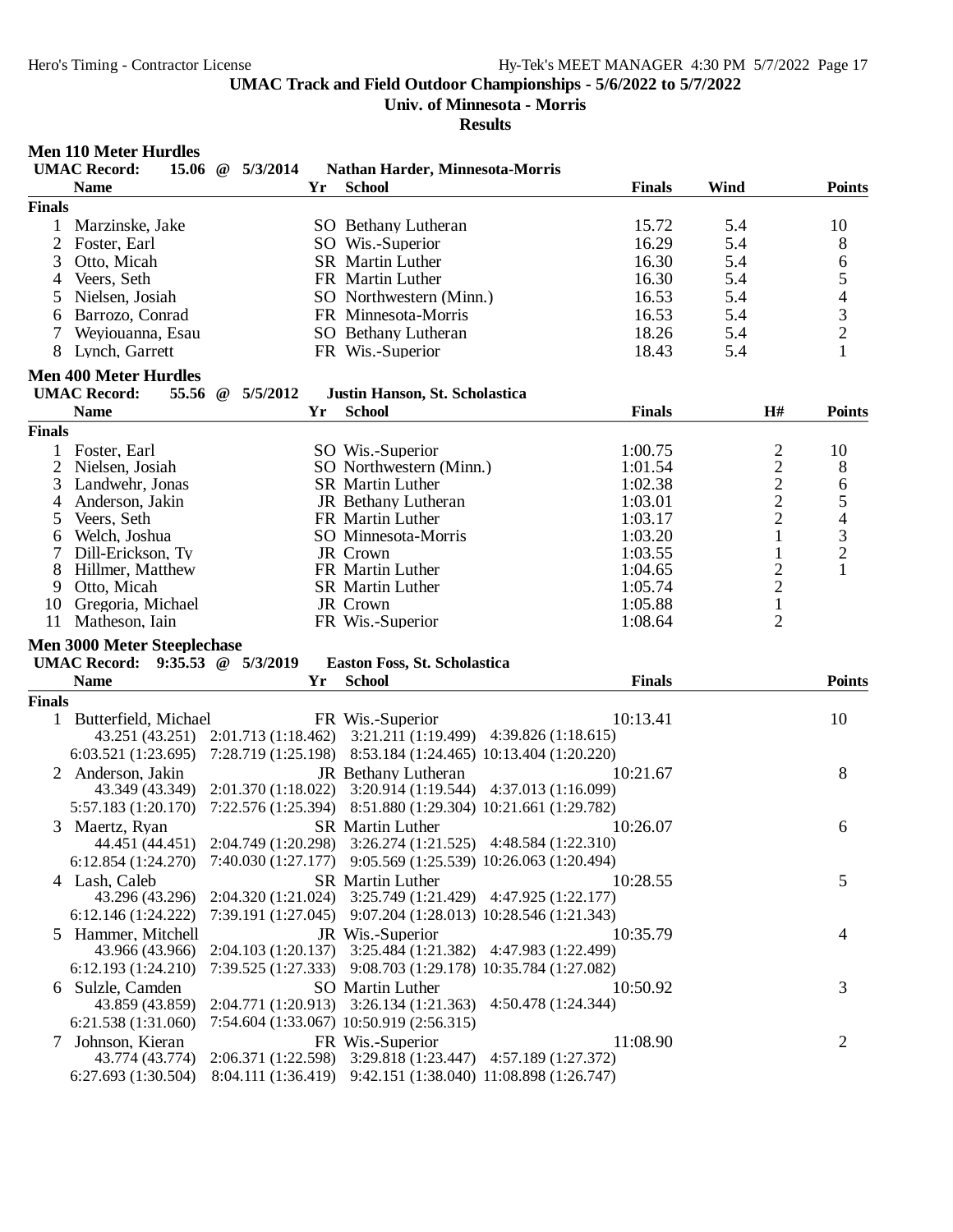# UMAC Track and Field Outdoor Championships - 5/6/2022 to 5/7/2022

**Univ. of Minnesota - Morris**

**Results**

## Men 110 Meter Hurdles

**UMAC Record:** 15.06 @ 5/3/2014 Nathan Harder, Minnesota-Morris

| | Name | Yr | School | Finals | Wind | Points |
|---|---|---|---|---|---|---|
| **Finals** | | | | | | |
| 1 | Marzinske, Jake | SO | Bethany Lutheran | 15.72 | 5.4 | 10 |
| 2 | Foster, Earl | SO | Wis.-Superior | 16.29 | 5.4 | 8 |
| 3 | Otto, Micah | SR | Martin Luther | 16.30 | 5.4 | 6 |
| 4 | Veers, Seth | FR | Martin Luther | 16.30 | 5.4 | 5 |
| 5 | Nielsen, Josiah | SO | Northwestern (Minn.) | 16.53 | 5.4 | 4 |
| 6 | Barrozo, Conrad | FR | Minnesota-Morris | 16.53 | 5.4 | 3 |
| 7 | Weyiouanna, Esau | SO | Bethany Lutheran | 18.26 | 5.4 | 2 |
| 8 | Lynch, Garrett | FR | Wis.-Superior | 18.43 | 5.4 | 1 |

## Men 400 Meter Hurdles

**UMAC Record:** 55.56 @ 5/5/2012 Justin Hanson, St. Scholastica

| | Name | Yr | School | Finals | H# | Points |
|---|---|---|---|---|---|---|
| **Finals** | | | | | | |
| 1 | Foster, Earl | SO | Wis.-Superior | 1:00.75 | 2 | 10 |
| 2 | Nielsen, Josiah | SO | Northwestern (Minn.) | 1:01.54 | 2 | 8 |
| 3 | Landwehr, Jonas | SR | Martin Luther | 1:02.38 | 2 | 6 |
| 4 | Anderson, Jakin | JR | Bethany Lutheran | 1:03.01 | 2 | 5 |
| 5 | Veers, Seth | FR | Martin Luther | 1:03.17 | 2 | 4 |
| 6 | Welch, Joshua | SO | Minnesota-Morris | 1:03.20 | 1 | 3 |
| 7 | Dill-Erickson, Ty | JR | Crown | 1:03.55 | 1 | 2 |
| 8 | Hillmer, Matthew | FR | Martin Luther | 1:04.65 | 2 | 1 |
| 9 | Otto, Micah | SR | Martin Luther | 1:05.74 | 2 | |
| 10 | Gregoria, Michael | JR | Crown | 1:05.88 | 1 | |
| 11 | Matheson, Iain | FR | Wis.-Superior | 1:08.64 | 2 | |

## Men 3000 Meter Steeplechase

**UMAC Record:** 9:35.53 @ 5/3/2019 Easton Foss, St. Scholastica

| | Name | Yr | School | Finals | Points |
|---|---|---|---|---|---|
| **Finals** | | | | | |
| 1 | Butterfield, Michael | FR | Wis.-Superior | 10:13.41 | 10 |
| | 43.251 (43.251) 2:01.713 (1:18.462) 3:21.211 (1:19.499) 4:39.826 (1:18.615) | | | | |
| | 6:03.521 (1:23.695) 7:28.719 (1:25.198) 8:53.184 (1:24.465) 10:13.404 (1:20.220) | | | | |
| 2 | Anderson, Jakin | JR | Bethany Lutheran | 10:21.67 | 8 |
| | 43.349 (43.349) 2:01.370 (1:18.022) 3:20.914 (1:19.544) 4:37.013 (1:16.099) | | | | |
| | 5:57.183 (1:20.170) 7:22.576 (1:25.394) 8:51.880 (1:29.304) 10:21.661 (1:29.782) | | | | |
| 3 | Maertz, Ryan | SR | Martin Luther | 10:26.07 | 6 |
| | 44.451 (44.451) 2:04.749 (1:20.298) 3:26.274 (1:21.525) 4:48.584 (1:22.310) | | | | |
| | 6:12.854 (1:24.270) 7:40.030 (1:27.177) 9:05.569 (1:25.539) 10:26.063 (1:20.494) | | | | |
| 4 | Lash, Caleb | SR | Martin Luther | 10:28.55 | 5 |
| | 43.296 (43.296) 2:04.320 (1:21.024) 3:25.749 (1:21.429) 4:47.925 (1:22.177) | | | | |
| | 6:12.146 (1:24.222) 7:39.191 (1:27.045) 9:07.204 (1:28.013) 10:28.546 (1:21.343) | | | | |
| 5 | Hammer, Mitchell | JR | Wis.-Superior | 10:35.79 | 4 |
| | 43.966 (43.966) 2:04.103 (1:20.137) 3:25.484 (1:21.382) 4:47.983 (1:22.499) | | | | |
| | 6:12.193 (1:24.210) 7:39.525 (1:27.333) 9:08.703 (1:29.178) 10:35.784 (1:27.082) | | | | |
| 6 | Sulzle, Camden | SO | Martin Luther | 10:50.92 | 3 |
| | 43.859 (43.859) 2:04.771 (1:20.913) 3:26.134 (1:21.363) 4:50.478 (1:24.344) | | | | |
| | 6:21.538 (1:31.060) 7:54.604 (1:33.067) 10:50.919 (2:56.315) | | | | |
| 7 | Johnson, Kieran | FR | Wis.-Superior | 11:08.90 | 2 |
| | 43.774 (43.774) 2:06.371 (1:22.598) 3:29.818 (1:23.447) 4:57.189 (1:27.372) | | | | |
| | 6:27.693 (1:30.504) 8:04.111 (1:36.419) 9:42.151 (1:38.040) 11:08.898 (1:26.747) | | | | |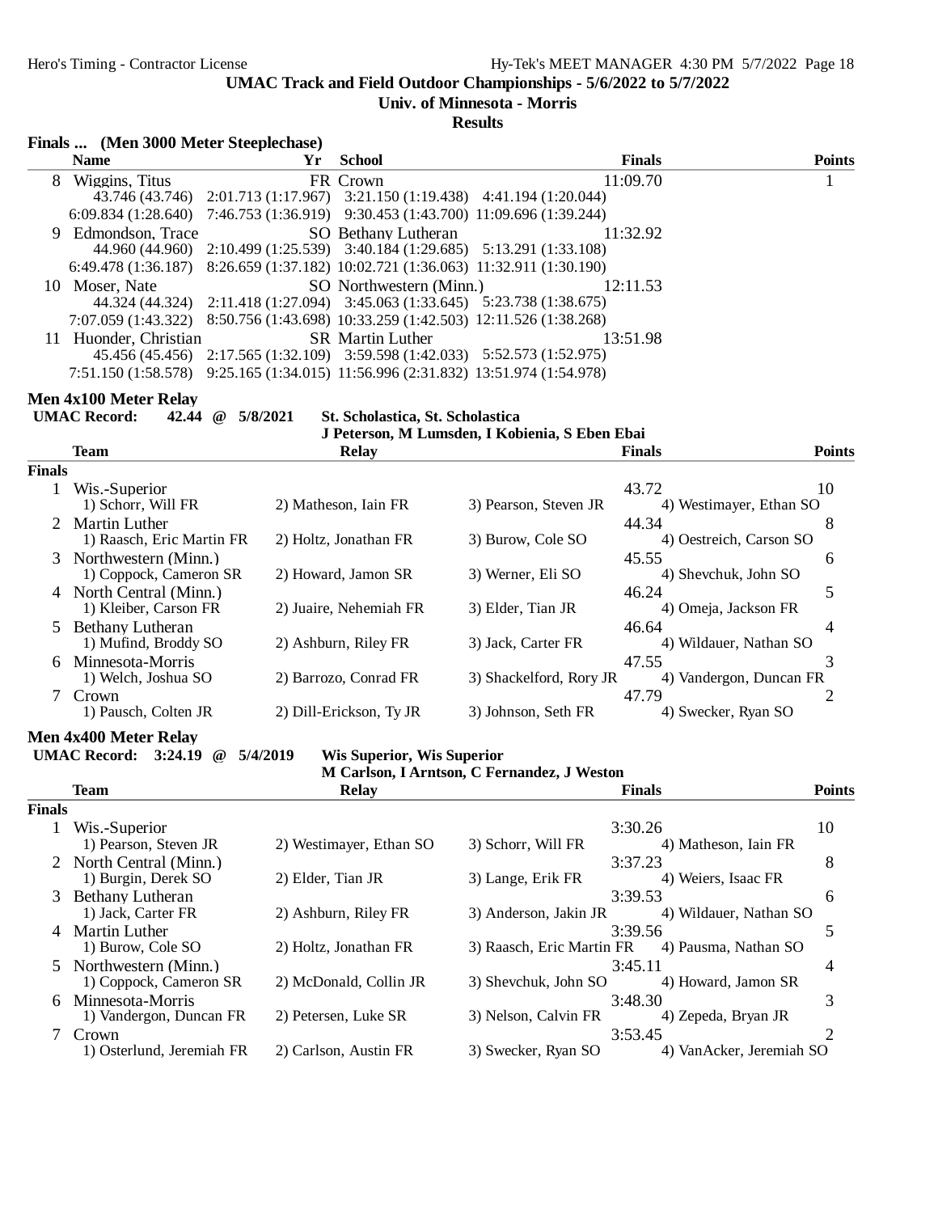UMAC Track and Field Outdoor Championships - 5/6/2022 to 5/7/2022

Univ. of Minnesota - Morris

Results

### Finals ... (Men 3000 Meter Steeplechase)

| | Name | Yr | School | Finals | Points |
|---|---|---|---|---|---|
| 8 | Wiggins, Titus | FR | Crown | 11:09.70 | 1 |
| | 43.746 (43.746) 2:01.713 (1:17.967) 3:21.150 (1:19.438) 4:41.194 (1:20.044) | | | | |
| | 6:09.834 (1:28.640) 7:46.753 (1:36.919) 9:30.453 (1:43.700) 11:09.696 (1:39.244) | | | | |
| 9 | Edmondson, Trace | SO | Bethany Lutheran | 11:32.92 | |
| | 44.960 (44.960) 2:10.499 (1:25.539) 3:40.184 (1:29.685) 5:13.291 (1:33.108) | | | | |
| | 6:49.478 (1:36.187) 8:26.659 (1:37.182) 10:02.721 (1:36.063) 11:32.911 (1:30.190) | | | | |
| 10 | Moser, Nate | SO | Northwestern (Minn.) | 12:11.53 | |
| | 44.324 (44.324) 2:11.418 (1:27.094) 3:45.063 (1:33.645) 5:23.738 (1:38.675) | | | | |
| | 7:07.059 (1:43.322) 8:50.756 (1:43.698) 10:33.259 (1:42.503) 12:11.526 (1:38.268) | | | | |
| 11 | Huonder, Christian | SR | Martin Luther | 13:51.98 | |
| | 45.456 (45.456) 2:17.565 (1:32.109) 3:59.598 (1:42.033) 5:52.573 (1:52.975) | | | | |
| | 7:51.150 (1:58.578) 9:25.165 (1:34.015) 11:56.996 (2:31.832) 13:51.974 (1:54.978) | | | | |

### Men 4x100 Meter Relay

**UMAC Record: 42.44 @ 5/8/2021 St. Scholastica, St. Scholastica**
**J Peterson, M Lumsden, I Kobienia, S Eben Ebai**

| | Team | Relay | | Finals | Points |
|---|---|---|---|---|---|
| **Finals** | | | | | |
| 1 | Wis.-Superior | | | 43.72 | 10 |
| | 1) Schorr, Will FR | 2) Matheson, Iain FR | 3) Pearson, Steven JR | 4) Westimayer, Ethan SO | |
| 2 | Martin Luther | | | 44.34 | 8 |
| | 1) Raasch, Eric Martin FR | 2) Holtz, Jonathan FR | 3) Burow, Cole SO | 4) Oestreich, Carson SO | |
| 3 | Northwestern (Minn.) | | | 45.55 | 6 |
| | 1) Coppock, Cameron SR | 2) Howard, Jamon SR | 3) Werner, Eli SO | 4) Shevchuk, John SO | |
| 4 | North Central (Minn.) | | | 46.24 | 5 |
| | 1) Kleiber, Carson FR | 2) Juaire, Nehemiah FR | 3) Elder, Tian JR | 4) Omeja, Jackson FR | |
| 5 | Bethany Lutheran | | | 46.64 | 4 |
| | 1) Mufind, Broddy SO | 2) Ashburn, Riley FR | 3) Jack, Carter FR | 4) Wildauer, Nathan SO | |
| 6 | Minnesota-Morris | | | 47.55 | 3 |
| | 1) Welch, Joshua SO | 2) Barrozo, Conrad FR | 3) Shackelford, Rory JR | 4) Vandergon, Duncan FR | |
| 7 | Crown | | | 47.79 | 2 |
| | 1) Pausch, Colten JR | 2) Dill-Erickson, Ty JR | 3) Johnson, Seth FR | 4) Swecker, Ryan SO | |

### Men 4x400 Meter Relay

**UMAC Record: 3:24.19 @ 5/4/2019 Wis Superior, Wis Superior**
**M Carlson, I Arntson, C Fernandez, J Weston**

| | Team | Relay | | Finals | Points |
|---|---|---|---|---|---|
| **Finals** | | | | | |
| 1 | Wis.-Superior | | | 3:30.26 | 10 |
| | 1) Pearson, Steven JR | 2) Westimayer, Ethan SO | 3) Schorr, Will FR | 4) Matheson, Iain FR | |
| 2 | North Central (Minn.) | | | 3:37.23 | 8 |
| | 1) Burgin, Derek SO | 2) Elder, Tian JR | 3) Lange, Erik FR | 4) Weiers, Isaac FR | |
| 3 | Bethany Lutheran | | | 3:39.53 | 6 |
| | 1) Jack, Carter FR | 2) Ashburn, Riley FR | 3) Anderson, Jakin JR | 4) Wildauer, Nathan SO | |
| 4 | Martin Luther | | | 3:39.56 | 5 |
| | 1) Burow, Cole SO | 2) Holtz, Jonathan FR | 3) Raasch, Eric Martin FR | 4) Pausma, Nathan SO | |
| 5 | Northwestern (Minn.) | | | 3:45.11 | 4 |
| | 1) Coppock, Cameron SR | 2) McDonald, Collin JR | 3) Shevchuk, John SO | 4) Howard, Jamon SR | |
| 6 | Minnesota-Morris | | | 3:48.30 | 3 |
| | 1) Vandergon, Duncan FR | 2) Petersen, Luke SR | 3) Nelson, Calvin FR | 4) Zepeda, Bryan JR | |
| 7 | Crown | | | 3:53.45 | 2 |
| | 1) Osterlund, Jeremiah FR | 2) Carlson, Austin FR | 3) Swecker, Ryan SO | 4) VanAcker, Jeremiah SO | |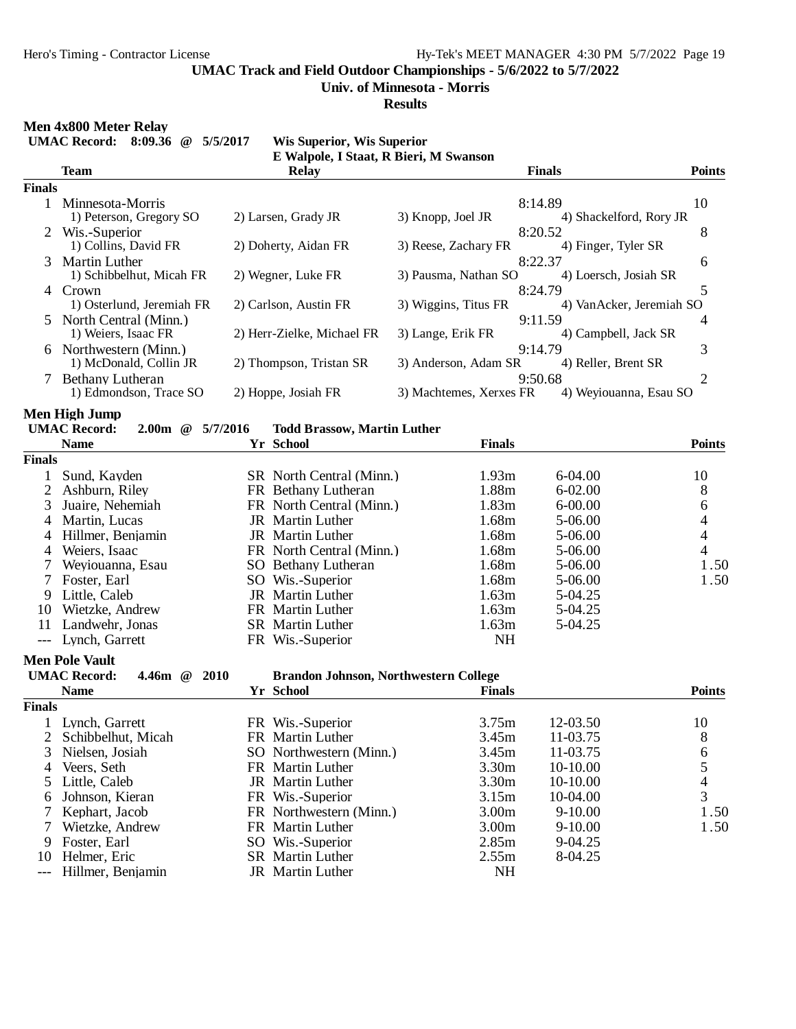UMAC Track and Field Outdoor Championships - 5/6/2022 to 5/7/2022

Univ. of Minnesota - Morris

**Results**

## Men 4x800 Meter Relay

**UMAC Record: 8:09.36 @ 5/5/2017 Wis Superior, Wis Superior**
**E Walpole, I Staat, R Bieri, M Swanson**

| | Team | Relay | | Finals | Points |
|---|---|---|---|---|---|
| **Finals** | | | | | |
| 1 | Minnesota-Morris | | | 8:14.89 | 10 |
| | 1) Peterson, Gregory SO | 2) Larsen, Grady JR | 3) Knopp, Joel JR | 4) Shackelford, Rory JR | |
| 2 | Wis.-Superior | | | 8:20.52 | 8 |
| | 1) Collins, David FR | 2) Doherty, Aidan FR | 3) Reese, Zachary FR | 4) Finger, Tyler SR | |
| 3 | Martin Luther | | | 8:22.37 | 6 |
| | 1) Schibbelhut, Micah FR | 2) Wegner, Luke FR | 3) Pausma, Nathan SO | 4) Loersch, Josiah SR | |
| 4 | Crown | | | 8:24.79 | 5 |
| | 1) Osterlund, Jeremiah FR | 2) Carlson, Austin FR | 3) Wiggins, Titus FR | 4) VanAcker, Jeremiah SO | |
| 5 | North Central (Minn.) | | | 9:11.59 | 4 |
| | 1) Weiers, Isaac FR | 2) Herr-Zielke, Michael FR | 3) Lange, Erik FR | 4) Campbell, Jack SR | |
| 6 | Northwestern (Minn.) | | | 9:14.79 | 3 |
| | 1) McDonald, Collin JR | 2) Thompson, Tristan SR | 3) Anderson, Adam SR | 4) Reller, Brent SR | |
| 7 | Bethany Lutheran | | | 9:50.68 | 2 |
| | 1) Edmondson, Trace SO | 2) Hoppe, Josiah FR | 3) Machtemes, Xerxes FR | 4) Weyiouanna, Esau SO | |

## Men High Jump

**UMAC Record: 2.00m @ 5/7/2016 Todd Brassow, Martin Luther**

| | Name | Yr | School | Finals | | Points |
|---|---|---|---|---|---|---|
| **Finals** | | | | | | |
| 1 | Sund, Kayden | SR | North Central (Minn.) | 1.93m | 6-04.00 | 10 |
| 2 | Ashburn, Riley | FR | Bethany Lutheran | 1.88m | 6-02.00 | 8 |
| 3 | Juaire, Nehemiah | FR | North Central (Minn.) | 1.83m | 6-00.00 | 6 |
| 4 | Martin, Lucas | JR | Martin Luther | 1.68m | 5-06.00 | 4 |
| 4 | Hillmer, Benjamin | JR | Martin Luther | 1.68m | 5-06.00 | 4 |
| 4 | Weiers, Isaac | FR | North Central (Minn.) | 1.68m | 5-06.00 | 4 |
| 7 | Weyiouanna, Esau | SO | Bethany Lutheran | 1.68m | 5-06.00 | 1.50 |
| 7 | Foster, Earl | SO | Wis.-Superior | 1.68m | 5-06.00 | 1.50 |
| 9 | Little, Caleb | JR | Martin Luther | 1.63m | 5-04.25 | |
| 10 | Wietzke, Andrew | FR | Martin Luther | 1.63m | 5-04.25 | |
| 11 | Landwehr, Jonas | SR | Martin Luther | 1.63m | 5-04.25 | |
| --- | Lynch, Garrett | FR | Wis.-Superior | NH | | |

## Men Pole Vault

**UMAC Record: 4.46m @ 2010 Brandon Johnson, Northwestern College**

| | Name | Yr | School | Finals | | Points |
|---|---|---|---|---|---|---|
| **Finals** | | | | | | |
| 1 | Lynch, Garrett | FR | Wis.-Superior | 3.75m | 12-03.50 | 10 |
| 2 | Schibbelhut, Micah | FR | Martin Luther | 3.45m | 11-03.75 | 8 |
| 3 | Nielsen, Josiah | SO | Northwestern (Minn.) | 3.45m | 11-03.75 | 6 |
| 4 | Veers, Seth | FR | Martin Luther | 3.30m | 10-10.00 | 5 |
| 5 | Little, Caleb | JR | Martin Luther | 3.30m | 10-10.00 | 4 |
| 6 | Johnson, Kieran | FR | Wis.-Superior | 3.15m | 10-04.00 | 3 |
| 7 | Kephart, Jacob | FR | Northwestern (Minn.) | 3.00m | 9-10.00 | 1.50 |
| 7 | Wietzke, Andrew | FR | Martin Luther | 3.00m | 9-10.00 | 1.50 |
| 9 | Foster, Earl | SO | Wis.-Superior | 2.85m | 9-04.25 | |
| 10 | Helmer, Eric | SR | Martin Luther | 2.55m | 8-04.25 | |
| --- | Hillmer, Benjamin | JR | Martin Luther | NH | | |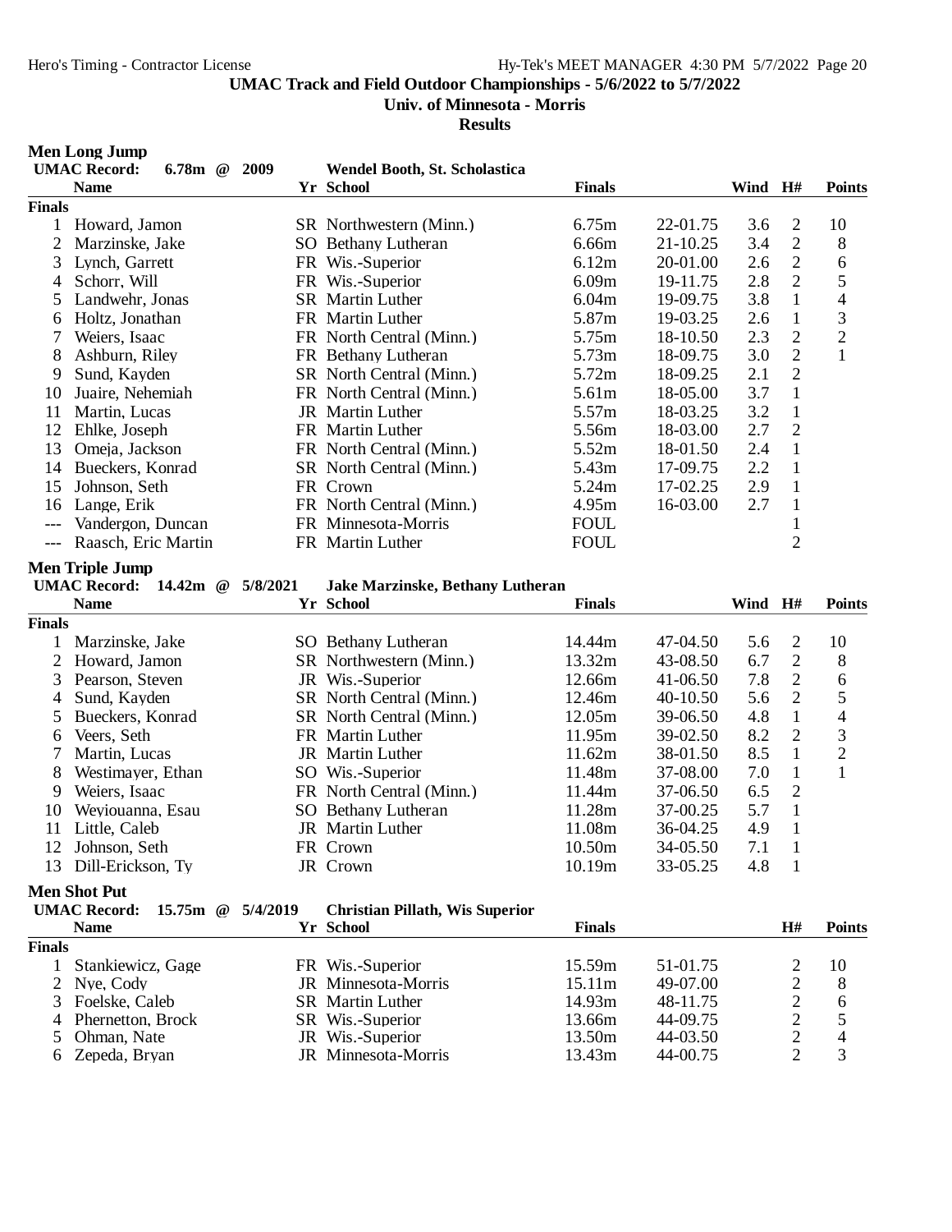**UMAC Track and Field Outdoor Championships - 5/6/2022 to 5/7/2022**

**Univ. of Minnesota - Morris**

**Results**

## Men Long Jump

**UMAC Record: 6.78m @ 2009 Wendel Booth, St. Scholastica**

| | Name | Yr | School | Finals | | Wind | H# | Points |
|---|---|---|---|---|---|---|---|---|
| **Finals** | | | | | | | | |
| 1 | Howard, Jamon | SR | Northwestern (Minn.) | 6.75m | 22-01.75 | 3.6 | 2 | 10 |
| 2 | Marzinske, Jake | SO | Bethany Lutheran | 6.66m | 21-10.25 | 3.4 | 2 | 8 |
| 3 | Lynch, Garrett | FR | Wis.-Superior | 6.12m | 20-01.00 | 2.6 | 2 | 6 |
| 4 | Schorr, Will | FR | Wis.-Superior | 6.09m | 19-11.75 | 2.8 | 2 | 5 |
| 5 | Landwehr, Jonas | SR | Martin Luther | 6.04m | 19-09.75 | 3.8 | 1 | 4 |
| 6 | Holtz, Jonathan | FR | Martin Luther | 5.87m | 19-03.25 | 2.6 | 1 | 3 |
| 7 | Weiers, Isaac | FR | North Central (Minn.) | 5.75m | 18-10.50 | 2.3 | 2 | 2 |
| 8 | Ashburn, Riley | FR | Bethany Lutheran | 5.73m | 18-09.75 | 3.0 | 2 | 1 |
| 9 | Sund, Kayden | SR | North Central (Minn.) | 5.72m | 18-09.25 | 2.1 | 2 | |
| 10 | Juaire, Nehemiah | FR | North Central (Minn.) | 5.61m | 18-05.00 | 3.7 | 1 | |
| 11 | Martin, Lucas | JR | Martin Luther | 5.57m | 18-03.25 | 3.2 | 1 | |
| 12 | Ehlke, Joseph | FR | Martin Luther | 5.56m | 18-03.00 | 2.7 | 2 | |
| 13 | Omeja, Jackson | FR | North Central (Minn.) | 5.52m | 18-01.50 | 2.4 | 1 | |
| 14 | Bueckers, Konrad | SR | North Central (Minn.) | 5.43m | 17-09.75 | 2.2 | 1 | |
| 15 | Johnson, Seth | FR | Crown | 5.24m | 17-02.25 | 2.9 | 1 | |
| 16 | Lange, Erik | FR | North Central (Minn.) | 4.95m | 16-03.00 | 2.7 | 1 | |
| --- | Vandergon, Duncan | FR | Minnesota-Morris | FOUL | | | 1 | |
| --- | Raasch, Eric Martin | FR | Martin Luther | FOUL | | | 2 | |

## Men Triple Jump

**UMAC Record: 14.42m @ 5/8/2021 Jake Marzinske, Bethany Lutheran**

| | Name | Yr | School | Finals | | Wind | H# | Points |
|---|---|---|---|---|---|---|---|---|
| **Finals** | | | | | | | | |
| 1 | Marzinske, Jake | SO | Bethany Lutheran | 14.44m | 47-04.50 | 5.6 | 2 | 10 |
| 2 | Howard, Jamon | SR | Northwestern (Minn.) | 13.32m | 43-08.50 | 6.7 | 2 | 8 |
| 3 | Pearson, Steven | JR | Wis.-Superior | 12.66m | 41-06.50 | 7.8 | 2 | 6 |
| 4 | Sund, Kayden | SR | North Central (Minn.) | 12.46m | 40-10.50 | 5.6 | 2 | 5 |
| 5 | Bueckers, Konrad | SR | North Central (Minn.) | 12.05m | 39-06.50 | 4.8 | 1 | 4 |
| 6 | Veers, Seth | FR | Martin Luther | 11.95m | 39-02.50 | 8.2 | 2 | 3 |
| 7 | Martin, Lucas | JR | Martin Luther | 11.62m | 38-01.50 | 8.5 | 1 | 2 |
| 8 | Westimayer, Ethan | SO | Wis.-Superior | 11.48m | 37-08.00 | 7.0 | 1 | 1 |
| 9 | Weiers, Isaac | FR | North Central (Minn.) | 11.44m | 37-06.50 | 6.5 | 2 | |
| 10 | Weyiouanna, Esau | SO | Bethany Lutheran | 11.28m | 37-00.25 | 5.7 | 1 | |
| 11 | Little, Caleb | JR | Martin Luther | 11.08m | 36-04.25 | 4.9 | 1 | |
| 12 | Johnson, Seth | FR | Crown | 10.50m | 34-05.50 | 7.1 | 1 | |
| 13 | Dill-Erickson, Ty | JR | Crown | 10.19m | 33-05.25 | 4.8 | 1 | |

## Men Shot Put

**UMAC Record: 15.75m @ 5/4/2019 Christian Pillath, Wis Superior**

| | Name | Yr | School | Finals | | H# | Points |
|---|---|---|---|---|---|---|---|
| **Finals** | | | | | | | |
| 1 | Stankiewicz, Gage | FR | Wis.-Superior | 15.59m | 51-01.75 | 2 | 10 |
| 2 | Nye, Cody | JR | Minnesota-Morris | 15.11m | 49-07.00 | 2 | 8 |
| 3 | Foelske, Caleb | SR | Martin Luther | 14.93m | 48-11.75 | 2 | 6 |
| 4 | Phernetton, Brock | SR | Wis.-Superior | 13.66m | 44-09.75 | 2 | 5 |
| 5 | Ohman, Nate | JR | Wis.-Superior | 13.50m | 44-03.50 | 2 | 4 |
| 6 | Zepeda, Bryan | JR | Minnesota-Morris | 13.43m | 44-00.75 | 2 | 3 |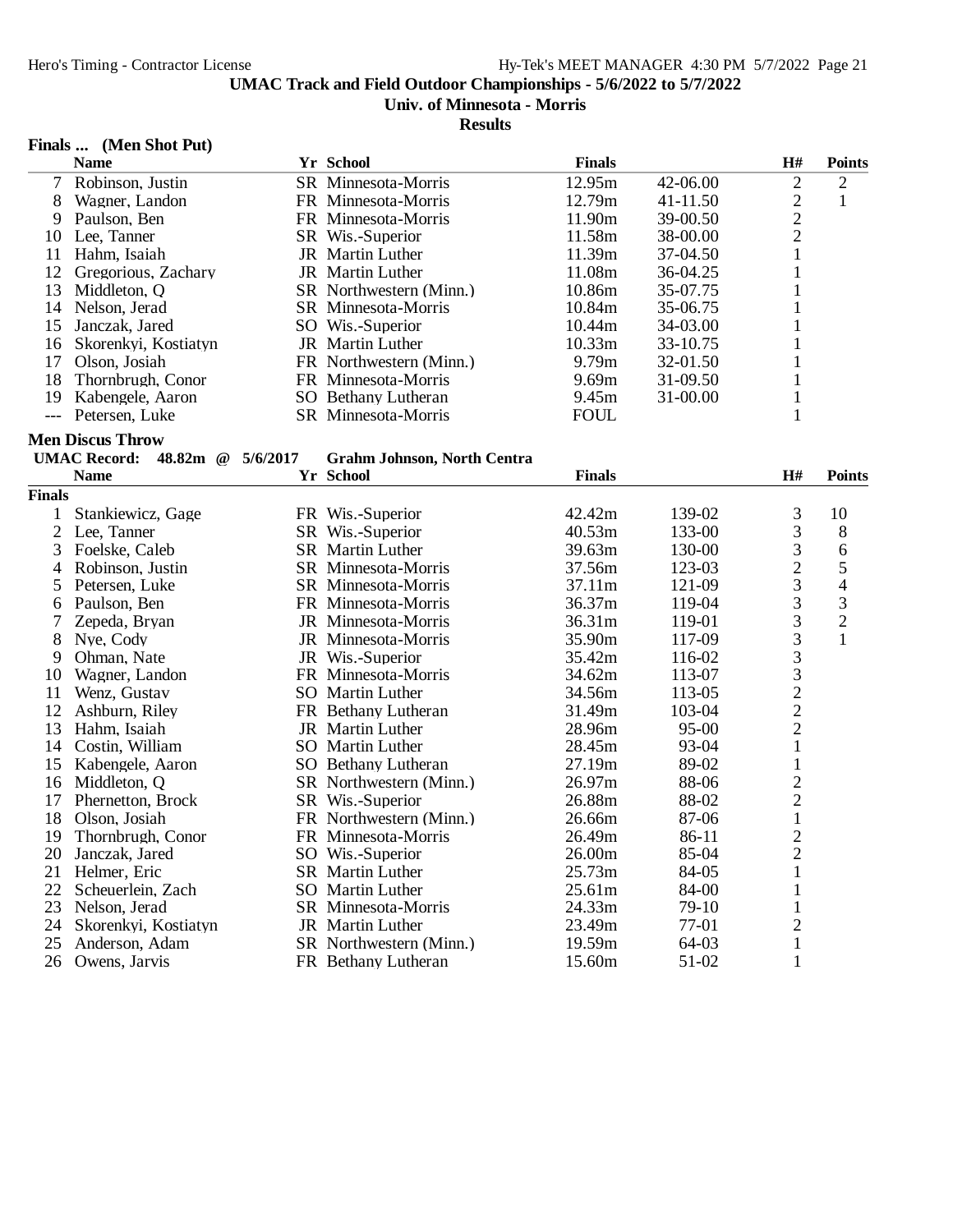UMAC Track and Field Outdoor Championships - 5/6/2022 to 5/7/2022

Univ. of Minnesota - Morris

Results

### Finals ... (Men Shot Put)

| | Name | Yr | School | Finals | | H# | Points |
|---|---|---|---|---|---|---|---|
| 7 | Robinson, Justin | SR | Minnesota-Morris | 12.95m | 42-06.00 | 2 | 2 |
| 8 | Wagner, Landon | FR | Minnesota-Morris | 12.79m | 41-11.50 | 2 | 1 |
| 9 | Paulson, Ben | FR | Minnesota-Morris | 11.90m | 39-00.50 | 2 | |
| 10 | Lee, Tanner | SR | Wis.-Superior | 11.58m | 38-00.00 | 2 | |
| 11 | Hahm, Isaiah | JR | Martin Luther | 11.39m | 37-04.50 | 1 | |
| 12 | Gregorious, Zachary | JR | Martin Luther | 11.08m | 36-04.25 | 1 | |
| 13 | Middleton, Q | SR | Northwestern (Minn.) | 10.86m | 35-07.75 | 1 | |
| 14 | Nelson, Jerad | SR | Minnesota-Morris | 10.84m | 35-06.75 | 1 | |
| 15 | Janczak, Jared | SO | Wis.-Superior | 10.44m | 34-03.00 | 1 | |
| 16 | Skorenkyi, Kostiatyn | JR | Martin Luther | 10.33m | 33-10.75 | 1 | |
| 17 | Olson, Josiah | FR | Northwestern (Minn.) | 9.79m | 32-01.50 | 1 | |
| 18 | Thornbrugh, Conor | FR | Minnesota-Morris | 9.69m | 31-09.50 | 1 | |
| 19 | Kabengele, Aaron | SO | Bethany Lutheran | 9.45m | 31-00.00 | 1 | |
| --- | Petersen, Luke | SR | Minnesota-Morris | FOUL | | 1 | |

### Men Discus Throw

**UMAC Record: 48.82m @ 5/6/2017 Grahm Johnson, North Centra**

| | Name | Yr | School | Finals | | H# | Points |
|---|---|---|---|---|---|---|---|
| **Finals** | | | | | | | |
| 1 | Stankiewicz, Gage | FR | Wis.-Superior | 42.42m | 139-02 | 3 | 10 |
| 2 | Lee, Tanner | SR | Wis.-Superior | 40.53m | 133-00 | 3 | 8 |
| 3 | Foelske, Caleb | SR | Martin Luther | 39.63m | 130-00 | 3 | 6 |
| 4 | Robinson, Justin | SR | Minnesota-Morris | 37.56m | 123-03 | 2 | 5 |
| 5 | Petersen, Luke | SR | Minnesota-Morris | 37.11m | 121-09 | 3 | 4 |
| 6 | Paulson, Ben | FR | Minnesota-Morris | 36.37m | 119-04 | 3 | 3 |
| 7 | Zepeda, Bryan | JR | Minnesota-Morris | 36.31m | 119-01 | 3 | 2 |
| 8 | Nye, Cody | JR | Minnesota-Morris | 35.90m | 117-09 | 3 | 1 |
| 9 | Ohman, Nate | JR | Wis.-Superior | 35.42m | 116-02 | 3 | |
| 10 | Wagner, Landon | FR | Minnesota-Morris | 34.62m | 113-07 | 3 | |
| 11 | Wenz, Gustav | SO | Martin Luther | 34.56m | 113-05 | 2 | |
| 12 | Ashburn, Riley | FR | Bethany Lutheran | 31.49m | 103-04 | 2 | |
| 13 | Hahm, Isaiah | JR | Martin Luther | 28.96m | 95-00 | 2 | |
| 14 | Costin, William | SO | Martin Luther | 28.45m | 93-04 | 1 | |
| 15 | Kabengele, Aaron | SO | Bethany Lutheran | 27.19m | 89-02 | 1 | |
| 16 | Middleton, Q | SR | Northwestern (Minn.) | 26.97m | 88-06 | 2 | |
| 17 | Phernetton, Brock | SR | Wis.-Superior | 26.88m | 88-02 | 2 | |
| 18 | Olson, Josiah | FR | Northwestern (Minn.) | 26.66m | 87-06 | 1 | |
| 19 | Thornbrugh, Conor | FR | Minnesota-Morris | 26.49m | 86-11 | 2 | |
| 20 | Janczak, Jared | SO | Wis.-Superior | 26.00m | 85-04 | 2 | |
| 21 | Helmer, Eric | SR | Martin Luther | 25.73m | 84-05 | 1 | |
| 22 | Scheuerlein, Zach | SO | Martin Luther | 25.61m | 84-00 | 1 | |
| 23 | Nelson, Jerad | SR | Minnesota-Morris | 24.33m | 79-10 | 1 | |
| 24 | Skorenkyi, Kostiatyn | JR | Martin Luther | 23.49m | 77-01 | 2 | |
| 25 | Anderson, Adam | SR | Northwestern (Minn.) | 19.59m | 64-03 | 1 | |
| 26 | Owens, Jarvis | FR | Bethany Lutheran | 15.60m | 51-02 | 1 | |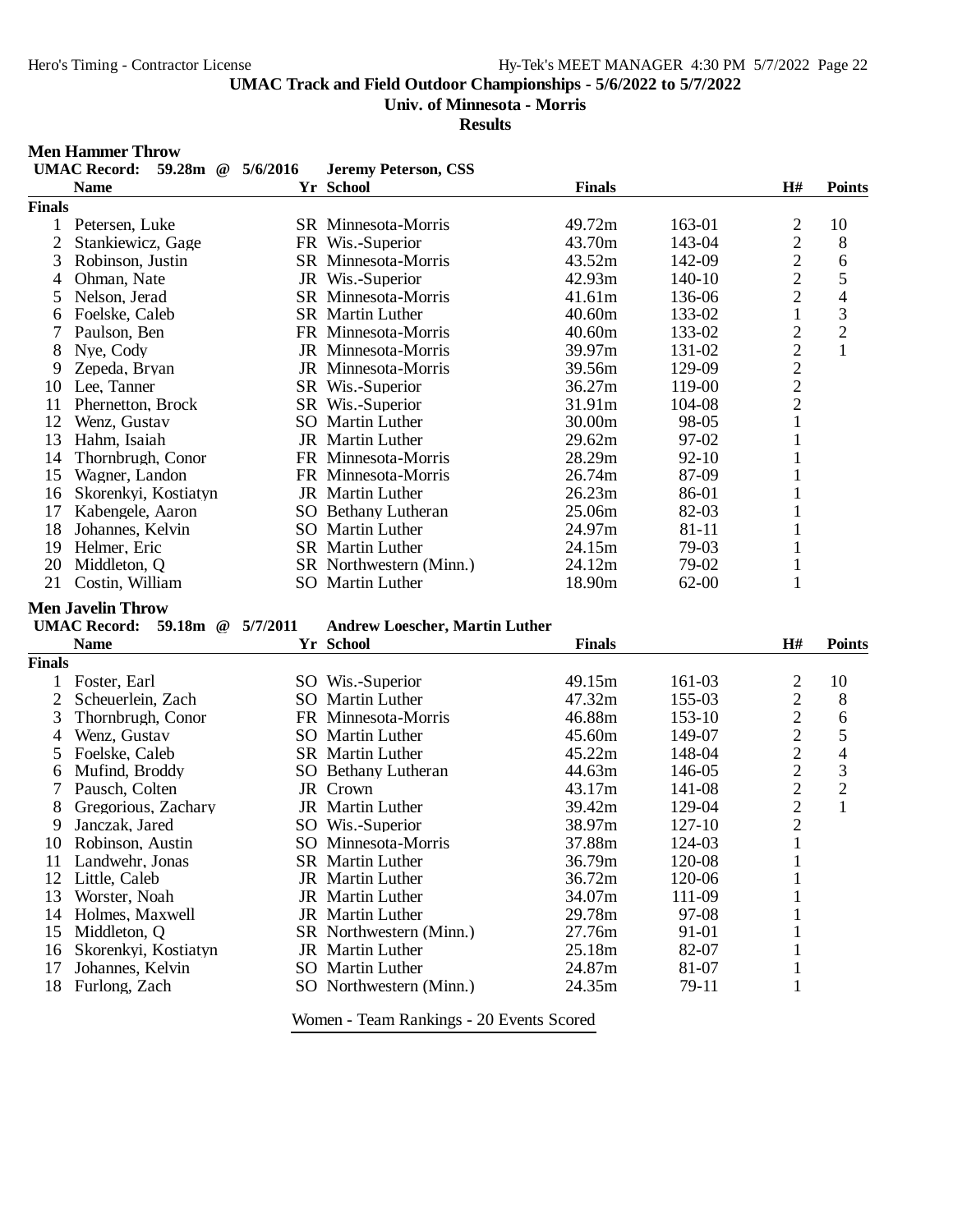UMAC Track and Field Outdoor Championships - 5/6/2022 to 5/7/2022

Univ. of Minnesota - Morris

Results

## Men Hammer Throw

**UMAC Record: 59.28m @ 5/6/2016 Jeremy Peterson, CSS**

| Place | Name | Yr | School | Finals | | H# | Points |
|---|---|---|---|---|---|---|---|
| **Finals** | | | | | | | |
| 1 | Petersen, Luke | SR | Minnesota-Morris | 49.72m | 163-01 | 2 | 10 |
| 2 | Stankiewicz, Gage | FR | Wis.-Superior | 43.70m | 143-04 | 2 | 8 |
| 3 | Robinson, Justin | SR | Minnesota-Morris | 43.52m | 142-09 | 2 | 6 |
| 4 | Ohman, Nate | JR | Wis.-Superior | 42.93m | 140-10 | 2 | 5 |
| 5 | Nelson, Jerad | SR | Minnesota-Morris | 41.61m | 136-06 | 2 | 4 |
| 6 | Foelske, Caleb | SR | Martin Luther | 40.60m | 133-02 | 1 | 3 |
| 7 | Paulson, Ben | FR | Minnesota-Morris | 40.60m | 133-02 | 2 | 2 |
| 8 | Nye, Cody | JR | Minnesota-Morris | 39.97m | 131-02 | 2 | 1 |
| 9 | Zepeda, Bryan | JR | Minnesota-Morris | 39.56m | 129-09 | 2 | |
| 10 | Lee, Tanner | SR | Wis.-Superior | 36.27m | 119-00 | 2 | |
| 11 | Phernetton, Brock | SR | Wis.-Superior | 31.91m | 104-08 | 2 | |
| 12 | Wenz, Gustav | SO | Martin Luther | 30.00m | 98-05 | 1 | |
| 13 | Hahm, Isaiah | JR | Martin Luther | 29.62m | 97-02 | 1 | |
| 14 | Thornbrugh, Conor | FR | Minnesota-Morris | 28.29m | 92-10 | 1 | |
| 15 | Wagner, Landon | FR | Minnesota-Morris | 26.74m | 87-09 | 1 | |
| 16 | Skorenkyi, Kostiatyn | JR | Martin Luther | 26.23m | 86-01 | 1 | |
| 17 | Kabengele, Aaron | SO | Bethany Lutheran | 25.06m | 82-03 | 1 | |
| 18 | Johannes, Kelvin | SO | Martin Luther | 24.97m | 81-11 | 1 | |
| 19 | Helmer, Eric | SR | Martin Luther | 24.15m | 79-03 | 1 | |
| 20 | Middleton, Q | SR | Northwestern (Minn.) | 24.12m | 79-02 | 1 | |
| 21 | Costin, William | SO | Martin Luther | 18.90m | 62-00 | 1 | |

## Men Javelin Throw

**UMAC Record: 59.18m @ 5/7/2011 Andrew Loescher, Martin Luther**

| Place | Name | Yr | School | Finals | | H# | Points |
|---|---|---|---|---|---|---|---|
| **Finals** | | | | | | | |
| 1 | Foster, Earl | SO | Wis.-Superior | 49.15m | 161-03 | 2 | 10 |
| 2 | Scheuerlein, Zach | SO | Martin Luther | 47.32m | 155-03 | 2 | 8 |
| 3 | Thornbrugh, Conor | FR | Minnesota-Morris | 46.88m | 153-10 | 2 | 6 |
| 4 | Wenz, Gustav | SO | Martin Luther | 45.60m | 149-07 | 2 | 5 |
| 5 | Foelske, Caleb | SR | Martin Luther | 45.22m | 148-04 | 2 | 4 |
| 6 | Mufind, Broddy | SO | Bethany Lutheran | 44.63m | 146-05 | 2 | 3 |
| 7 | Pausch, Colten | JR | Crown | 43.17m | 141-08 | 2 | 2 |
| 8 | Gregorious, Zachary | JR | Martin Luther | 39.42m | 129-04 | 2 | 1 |
| 9 | Janczak, Jared | SO | Wis.-Superior | 38.97m | 127-10 | 2 | |
| 10 | Robinson, Austin | SO | Minnesota-Morris | 37.88m | 124-03 | 1 | |
| 11 | Landwehr, Jonas | SR | Martin Luther | 36.79m | 120-08 | 1 | |
| 12 | Little, Caleb | JR | Martin Luther | 36.72m | 120-06 | 1 | |
| 13 | Worster, Noah | JR | Martin Luther | 34.07m | 111-09 | 1 | |
| 14 | Holmes, Maxwell | JR | Martin Luther | 29.78m | 97-08 | 1 | |
| 15 | Middleton, Q | SR | Northwestern (Minn.) | 27.76m | 91-01 | 1 | |
| 16 | Skorenkyi, Kostiatyn | JR | Martin Luther | 25.18m | 82-07 | 1 | |
| 17 | Johannes, Kelvin | SO | Martin Luther | 24.87m | 81-07 | 1 | |
| 18 | Furlong, Zach | SO | Northwestern (Minn.) | 24.35m | 79-11 | 1 | |

Women - Team Rankings - 20 Events Scored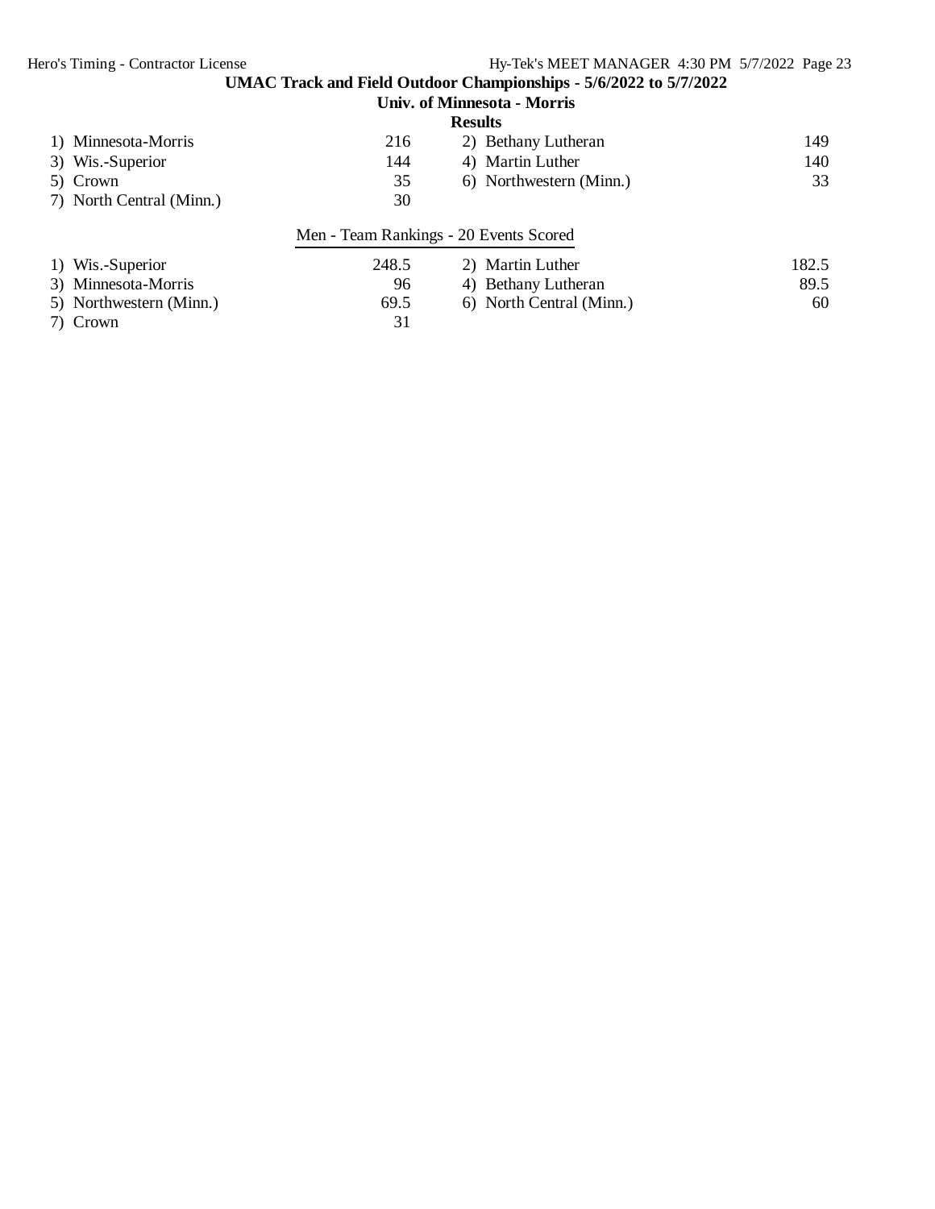**UMAC Track and Field Outdoor Championships - 5/6/2022 to 5/7/2022**

**Univ. of Minnesota - Morris**

**Results**

| | | | |
|---|---|---|---|
| 1) Minnesota-Morris | 216 | 2) Bethany Lutheran | 149 |
| 3) Wis.-Superior | 144 | 4) Martin Luther | 140 |
| 5) Crown | 35 | 6) Northwestern (Minn.) | 33 |
| 7) North Central (Minn.) | 30 | | |

Men - Team Rankings - 20 Events Scored

| | | | |
|---|---|---|---|
| 1) Wis.-Superior | 248.5 | 2) Martin Luther | 182.5 |
| 3) Minnesota-Morris | 96 | 4) Bethany Lutheran | 89.5 |
| 5) Northwestern (Minn.) | 69.5 | 6) North Central (Minn.) | 60 |
| 7) Crown | 31 | | |